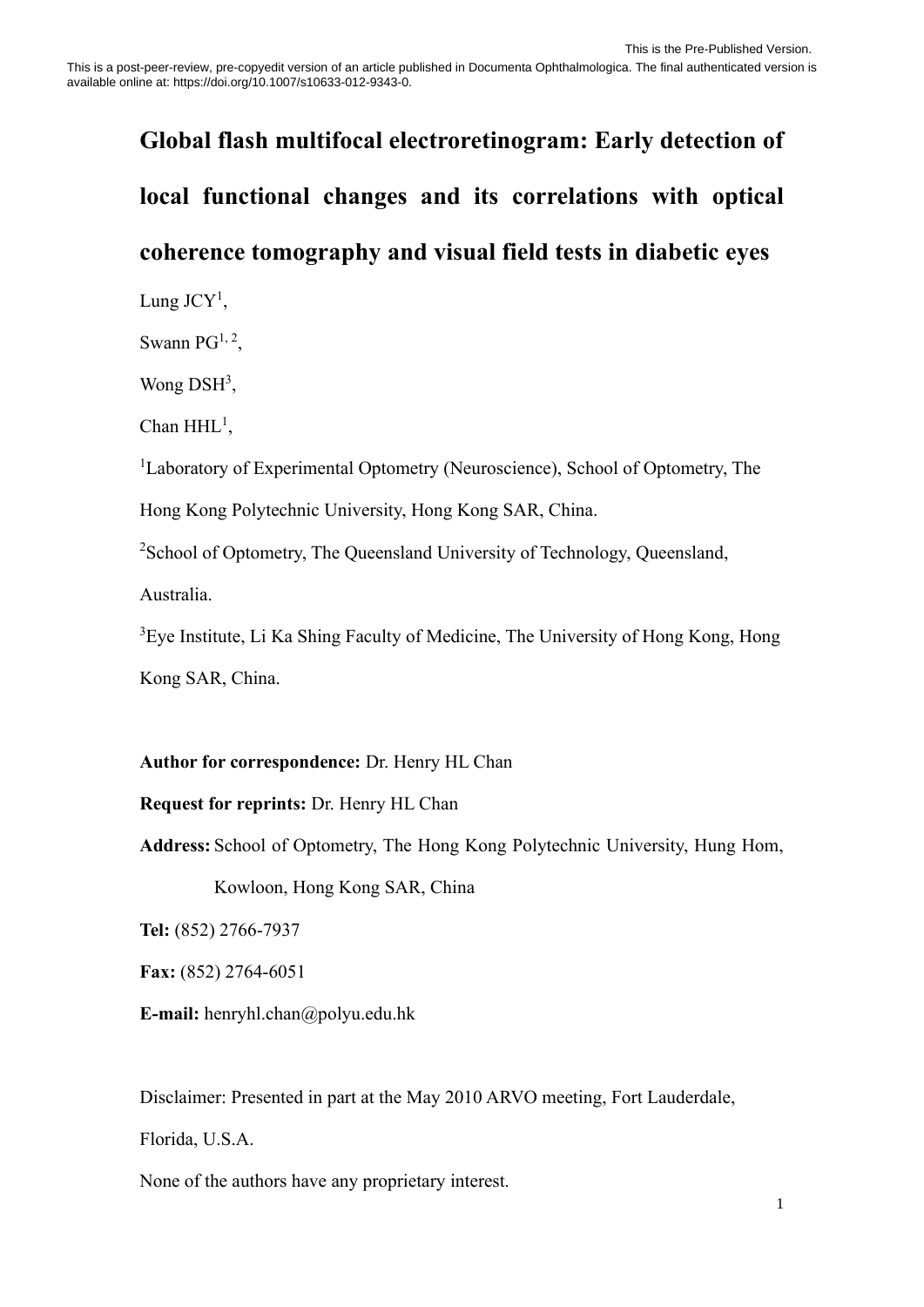This is the Pre-Published Version.

This is a post-peer-review, pre-copyedit version of an article published in Documenta Ophthalmologica. The final authenticated version is available online at: https://doi.org/10.1007/s10633-012-9343-0.

# Global flash multifocal electroretinogram: Early detection of local functional changes and its correlations with optical coherence tomography and visual field tests in diabetic eyes

Lung JCY[1],

Swann PG[1, 2],

Wong DSH[3],

Chan HHL[1],

[1]Laboratory of Experimental Optometry (Neuroscience), School of Optometry, The Hong Kong Polytechnic University, Hong Kong SAR, China.

[2]School of Optometry, The Queensland University of Technology, Queensland, Australia.

[3]Eye Institute, Li Ka Shing Faculty of Medicine, The University of Hong Kong, Hong Kong SAR, China.

**Author for correspondence:** Dr. Henry HL Chan

**Request for reprints:** Dr. Henry HL Chan

**Address:** School of Optometry, The Hong Kong Polytechnic University, Hung Hom, Kowloon, Hong Kong SAR, China

**Tel:** (852) 2766-7937

**Fax:** (852) 2764-6051

**E-mail:** henryhl.chan@polyu.edu.hk

Disclaimer: Presented in part at the May 2010 ARVO meeting, Fort Lauderdale, Florida, U.S.A.

None of the authors have any proprietary interest.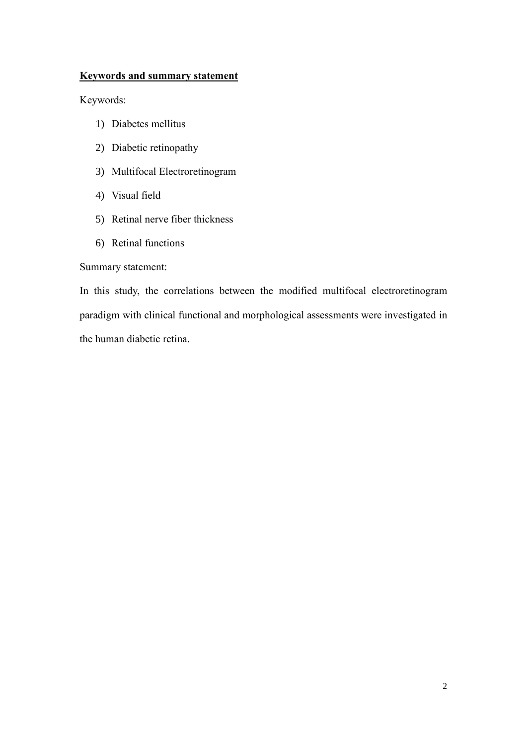**Keywords and summary statement**

Keywords:

1) Diabetes mellitus
2) Diabetic retinopathy
3) Multifocal Electroretinogram
4) Visual field
5) Retinal nerve fiber thickness
6) Retinal functions

Summary statement:

In this study, the correlations between the modified multifocal electroretinogram paradigm with clinical functional and morphological assessments were investigated in the human diabetic retina.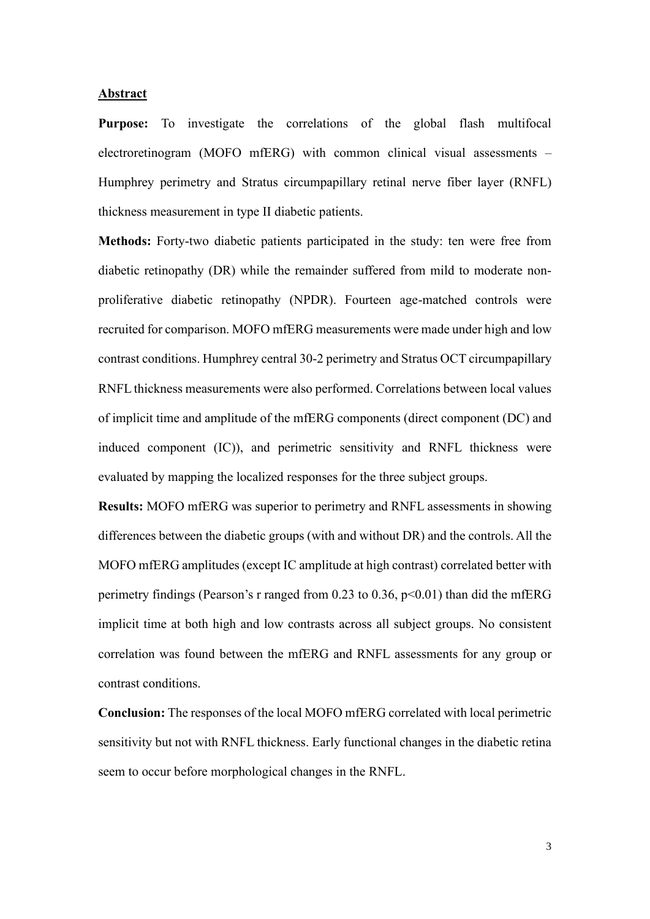## Abstract

**Purpose:** To investigate the correlations of the global flash multifocal electroretinogram (MOFO mfERG) with common clinical visual assessments – Humphrey perimetry and Stratus circumpapillary retinal nerve fiber layer (RNFL) thickness measurement in type II diabetic patients.

**Methods:** Forty-two diabetic patients participated in the study: ten were free from diabetic retinopathy (DR) while the remainder suffered from mild to moderate non-proliferative diabetic retinopathy (NPDR). Fourteen age-matched controls were recruited for comparison. MOFO mfERG measurements were made under high and low contrast conditions. Humphrey central 30-2 perimetry and Stratus OCT circumpapillary RNFL thickness measurements were also performed. Correlations between local values of implicit time and amplitude of the mfERG components (direct component (DC) and induced component (IC)), and perimetric sensitivity and RNFL thickness were evaluated by mapping the localized responses for the three subject groups.

**Results:** MOFO mfERG was superior to perimetry and RNFL assessments in showing differences between the diabetic groups (with and without DR) and the controls. All the MOFO mfERG amplitudes (except IC amplitude at high contrast) correlated better with perimetry findings (Pearson's r ranged from 0.23 to 0.36, $p<0.01$) than did the mfERG implicit time at both high and low contrasts across all subject groups. No consistent correlation was found between the mfERG and RNFL assessments for any group or contrast conditions.

**Conclusion:** The responses of the local MOFO mfERG correlated with local perimetric sensitivity but not with RNFL thickness. Early functional changes in the diabetic retina seem to occur before morphological changes in the RNFL.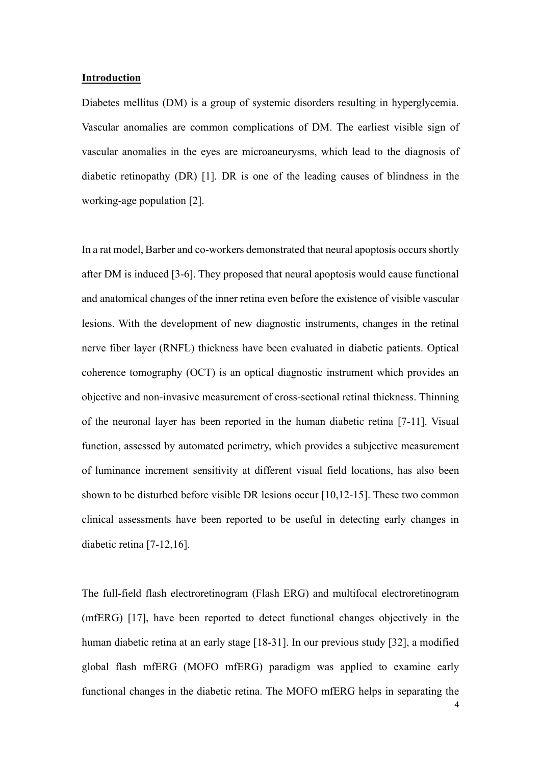## Introduction

Diabetes mellitus (DM) is a group of systemic disorders resulting in hyperglycemia. Vascular anomalies are common complications of DM. The earliest visible sign of vascular anomalies in the eyes are microaneurysms, which lead to the diagnosis of diabetic retinopathy (DR) [1]. DR is one of the leading causes of blindness in the working-age population [2].

In a rat model, Barber and co-workers demonstrated that neural apoptosis occurs shortly after DM is induced [3-6]. They proposed that neural apoptosis would cause functional and anatomical changes of the inner retina even before the existence of visible vascular lesions. With the development of new diagnostic instruments, changes in the retinal nerve fiber layer (RNFL) thickness have been evaluated in diabetic patients. Optical coherence tomography (OCT) is an optical diagnostic instrument which provides an objective and non-invasive measurement of cross-sectional retinal thickness. Thinning of the neuronal layer has been reported in the human diabetic retina [7-11]. Visual function, assessed by automated perimetry, which provides a subjective measurement of luminance increment sensitivity at different visual field locations, has also been shown to be disturbed before visible DR lesions occur [10,12-15]. These two common clinical assessments have been reported to be useful in detecting early changes in diabetic retina [7-12,16].

The full-field flash electroretinogram (Flash ERG) and multifocal electroretinogram (mfERG) [17], have been reported to detect functional changes objectively in the human diabetic retina at an early stage [18-31]. In our previous study [32], a modified global flash mfERG (MOFO mfERG) paradigm was applied to examine early functional changes in the diabetic retina. The MOFO mfERG helps in separating the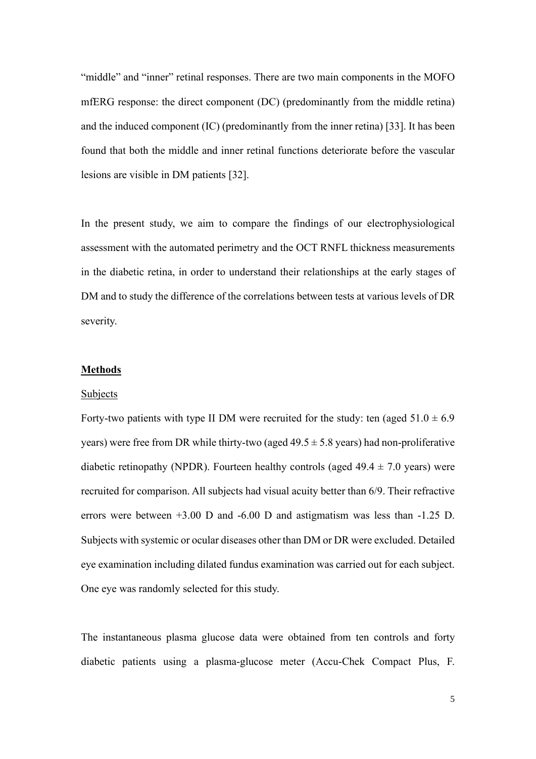"middle" and "inner" retinal responses. There are two main components in the MOFO mfERG response: the direct component (DC) (predominantly from the middle retina) and the induced component (IC) (predominantly from the inner retina) [33]. It has been found that both the middle and inner retinal functions deteriorate before the vascular lesions are visible in DM patients [32].

In the present study, we aim to compare the findings of our electrophysiological assessment with the automated perimetry and the OCT RNFL thickness measurements in the diabetic retina, in order to understand their relationships at the early stages of DM and to study the difference of the correlations between tests at various levels of DR severity.

## Methods

### Subjects

Forty-two patients with type II DM were recruited for the study: ten (aged $51.0 \pm 6.9$ years) were free from DR while thirty-two (aged $49.5 \pm 5.8$ years) had non-proliferative diabetic retinopathy (NPDR). Fourteen healthy controls (aged $49.4 \pm 7.0$ years) were recruited for comparison. All subjects had visual acuity better than 6/9. Their refractive errors were between +3.00 D and -6.00 D and astigmatism was less than -1.25 D. Subjects with systemic or ocular diseases other than DM or DR were excluded. Detailed eye examination including dilated fundus examination was carried out for each subject. One eye was randomly selected for this study.

The instantaneous plasma glucose data were obtained from ten controls and forty diabetic patients using a plasma-glucose meter (Accu-Chek Compact Plus, F.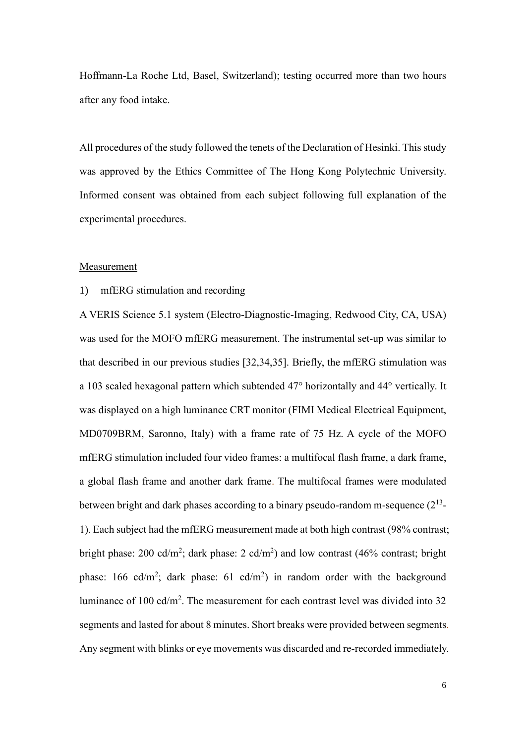Hoffmann-La Roche Ltd, Basel, Switzerland); testing occurred more than two hours after any food intake.

All procedures of the study followed the tenets of the Declaration of Hesinki. This study was approved by the Ethics Committee of The Hong Kong Polytechnic University. Informed consent was obtained from each subject following full explanation of the experimental procedures.

Measurement

1) mfERG stimulation and recording

A VERIS Science 5.1 system (Electro-Diagnostic-Imaging, Redwood City, CA, USA) was used for the MOFO mfERG measurement. The instrumental set-up was similar to that described in our previous studies [32,34,35]. Briefly, the mfERG stimulation was a 103 scaled hexagonal pattern which subtended 47° horizontally and 44° vertically. It was displayed on a high luminance CRT monitor (FIMI Medical Electrical Equipment, MD0709BRM, Saronno, Italy) with a frame rate of 75 Hz. A cycle of the MOFO mfERG stimulation included four video frames: a multifocal flash frame, a dark frame, a global flash frame and another dark frame. The multifocal frames were modulated between bright and dark phases according to a binary pseudo-random m-sequence ($2^{13}$-1). Each subject had the mfERG measurement made at both high contrast (98% contrast; bright phase: 200 cd/m$^2$; dark phase: 2 cd/m$^2$) and low contrast (46% contrast; bright phase: 166 cd/m$^2$; dark phase: 61 cd/m$^2$) in random order with the background luminance of 100 cd/m$^2$. The measurement for each contrast level was divided into 32 segments and lasted for about 8 minutes. Short breaks were provided between segments. Any segment with blinks or eye movements was discarded and re-recorded immediately.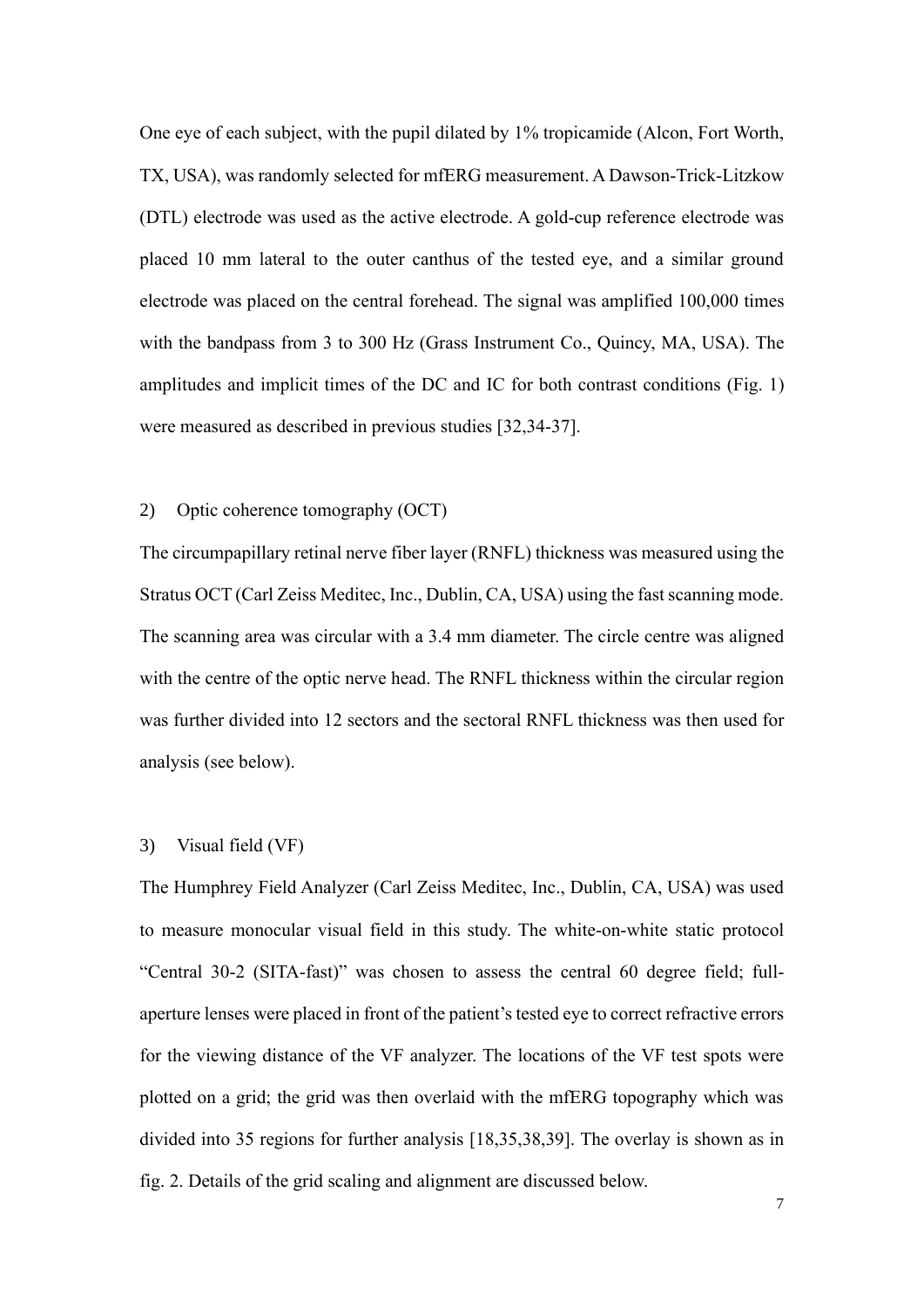One eye of each subject, with the pupil dilated by 1% tropicamide (Alcon, Fort Worth, TX, USA), was randomly selected for mfERG measurement. A Dawson-Trick-Litzkow (DTL) electrode was used as the active electrode. A gold-cup reference electrode was placed 10 mm lateral to the outer canthus of the tested eye, and a similar ground electrode was placed on the central forehead. The signal was amplified 100,000 times with the bandpass from 3 to 300 Hz (Grass Instrument Co., Quincy, MA, USA). The amplitudes and implicit times of the DC and IC for both contrast conditions (Fig. 1) were measured as described in previous studies [32,34-37].

2) Optic coherence tomography (OCT)

The circumpapillary retinal nerve fiber layer (RNFL) thickness was measured using the Stratus OCT (Carl Zeiss Meditec, Inc., Dublin, CA, USA) using the fast scanning mode. The scanning area was circular with a 3.4 mm diameter. The circle centre was aligned with the centre of the optic nerve head. The RNFL thickness within the circular region was further divided into 12 sectors and the sectoral RNFL thickness was then used for analysis (see below).

3) Visual field (VF)

The Humphrey Field Analyzer (Carl Zeiss Meditec, Inc., Dublin, CA, USA) was used to measure monocular visual field in this study. The white-on-white static protocol "Central 30-2 (SITA-fast)" was chosen to assess the central 60 degree field; full-aperture lenses were placed in front of the patient's tested eye to correct refractive errors for the viewing distance of the VF analyzer. The locations of the VF test spots were plotted on a grid; the grid was then overlaid with the mfERG topography which was divided into 35 regions for further analysis [18,35,38,39]. The overlay is shown as in fig. 2. Details of the grid scaling and alignment are discussed below.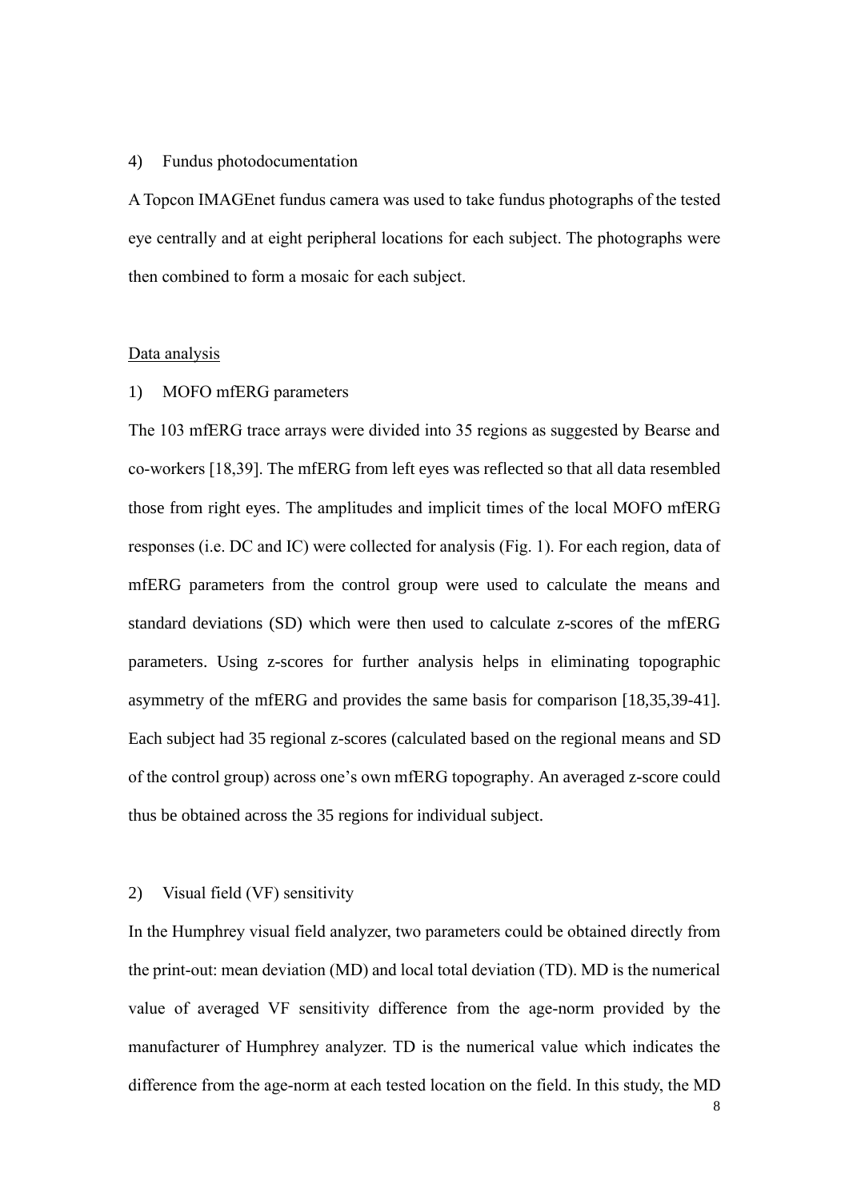4) Fundus photodocumentation

A Topcon IMAGEnet fundus camera was used to take fundus photographs of the tested eye centrally and at eight peripheral locations for each subject. The photographs were then combined to form a mosaic for each subject.

<u>Data analysis</u>

1) MOFO mfERG parameters

The 103 mfERG trace arrays were divided into 35 regions as suggested by Bearse and co-workers [18,39]. The mfERG from left eyes was reflected so that all data resembled those from right eyes. The amplitudes and implicit times of the local MOFO mfERG responses (i.e. DC and IC) were collected for analysis (Fig. 1). For each region, data of mfERG parameters from the control group were used to calculate the means and standard deviations (SD) which were then used to calculate z-scores of the mfERG parameters. Using z-scores for further analysis helps in eliminating topographic asymmetry of the mfERG and provides the same basis for comparison [18,35,39-41]. Each subject had 35 regional z-scores (calculated based on the regional means and SD of the control group) across one's own mfERG topography. An averaged z-score could thus be obtained across the 35 regions for individual subject.

2) Visual field (VF) sensitivity

In the Humphrey visual field analyzer, two parameters could be obtained directly from the print-out: mean deviation (MD) and local total deviation (TD). MD is the numerical value of averaged VF sensitivity difference from the age-norm provided by the manufacturer of Humphrey analyzer. TD is the numerical value which indicates the difference from the age-norm at each tested location on the field. In this study, the MD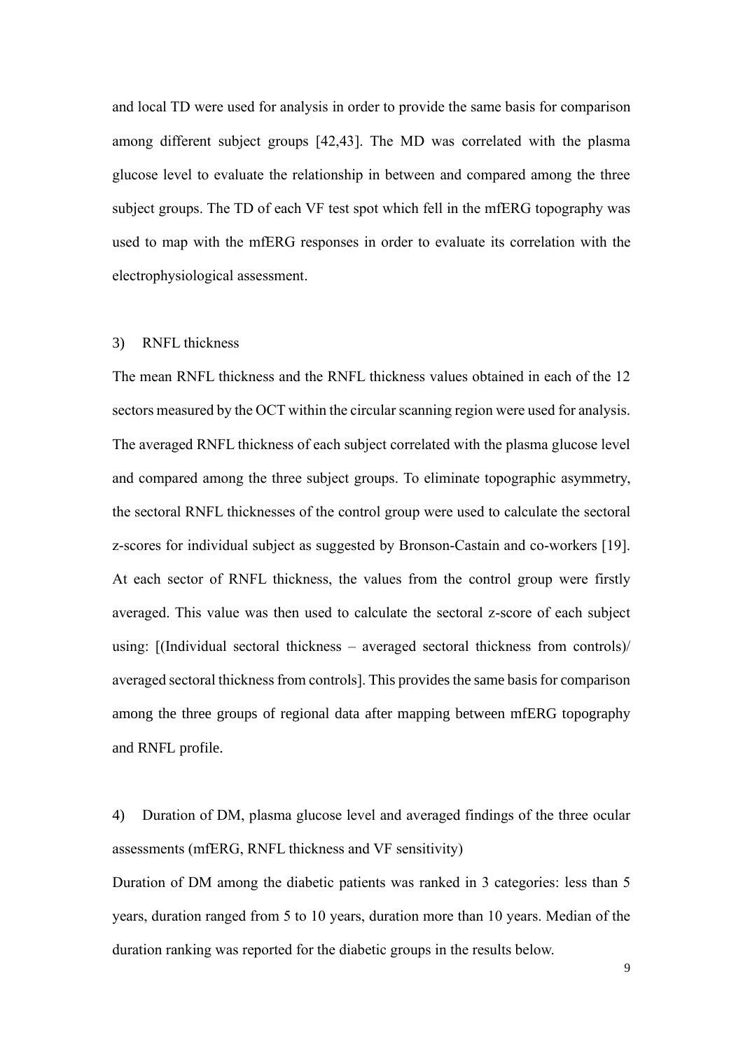and local TD were used for analysis in order to provide the same basis for comparison among different subject groups [42,43]. The MD was correlated with the plasma glucose level to evaluate the relationship in between and compared among the three subject groups. The TD of each VF test spot which fell in the mfERG topography was used to map with the mfERG responses in order to evaluate its correlation with the electrophysiological assessment.

3) RNFL thickness

The mean RNFL thickness and the RNFL thickness values obtained in each of the 12 sectors measured by the OCT within the circular scanning region were used for analysis. The averaged RNFL thickness of each subject correlated with the plasma glucose level and compared among the three subject groups. To eliminate topographic asymmetry, the sectoral RNFL thicknesses of the control group were used to calculate the sectoral z-scores for individual subject as suggested by Bronson-Castain and co-workers [19]. At each sector of RNFL thickness, the values from the control group were firstly averaged. This value was then used to calculate the sectoral z-score of each subject using: [(Individual sectoral thickness – averaged sectoral thickness from controls)/ averaged sectoral thickness from controls]. This provides the same basis for comparison among the three groups of regional data after mapping between mfERG topography and RNFL profile.

4) Duration of DM, plasma glucose level and averaged findings of the three ocular assessments (mfERG, RNFL thickness and VF sensitivity)

Duration of DM among the diabetic patients was ranked in 3 categories: less than 5 years, duration ranged from 5 to 10 years, duration more than 10 years. Median of the duration ranking was reported for the diabetic groups in the results below.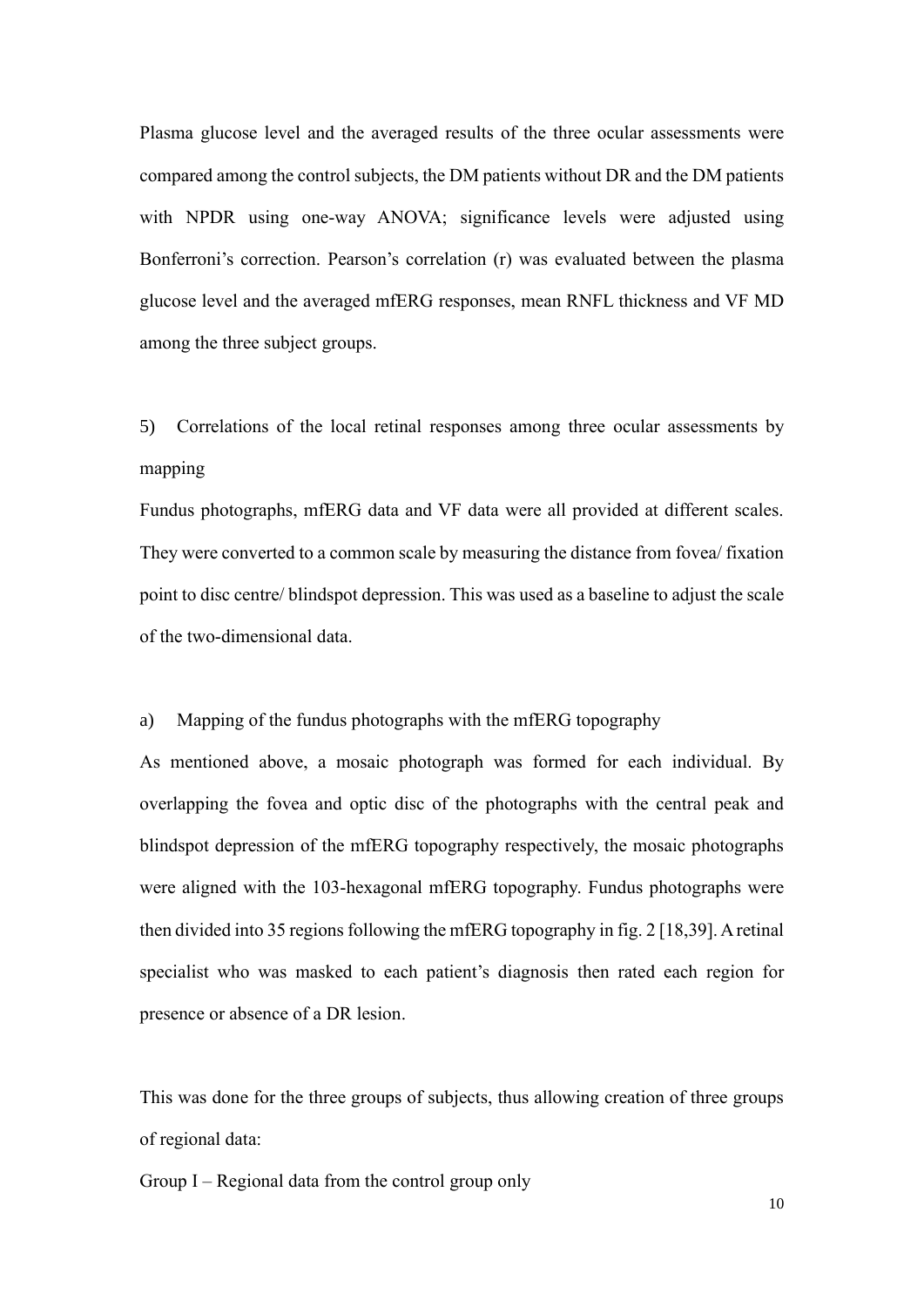Plasma glucose level and the averaged results of the three ocular assessments were compared among the control subjects, the DM patients without DR and the DM patients with NPDR using one-way ANOVA; significance levels were adjusted using Bonferroni's correction. Pearson's correlation (r) was evaluated between the plasma glucose level and the averaged mfERG responses, mean RNFL thickness and VF MD among the three subject groups.

5) Correlations of the local retinal responses among three ocular assessments by mapping

Fundus photographs, mfERG data and VF data were all provided at different scales. They were converted to a common scale by measuring the distance from fovea/ fixation point to disc centre/ blindspot depression. This was used as a baseline to adjust the scale of the two-dimensional data.

a) Mapping of the fundus photographs with the mfERG topography

As mentioned above, a mosaic photograph was formed for each individual. By overlapping the fovea and optic disc of the photographs with the central peak and blindspot depression of the mfERG topography respectively, the mosaic photographs were aligned with the 103-hexagonal mfERG topography. Fundus photographs were then divided into 35 regions following the mfERG topography in fig. 2 [18,39]. A retinal specialist who was masked to each patient's diagnosis then rated each region for presence or absence of a DR lesion.

This was done for the three groups of subjects, thus allowing creation of three groups of regional data:

Group I – Regional data from the control group only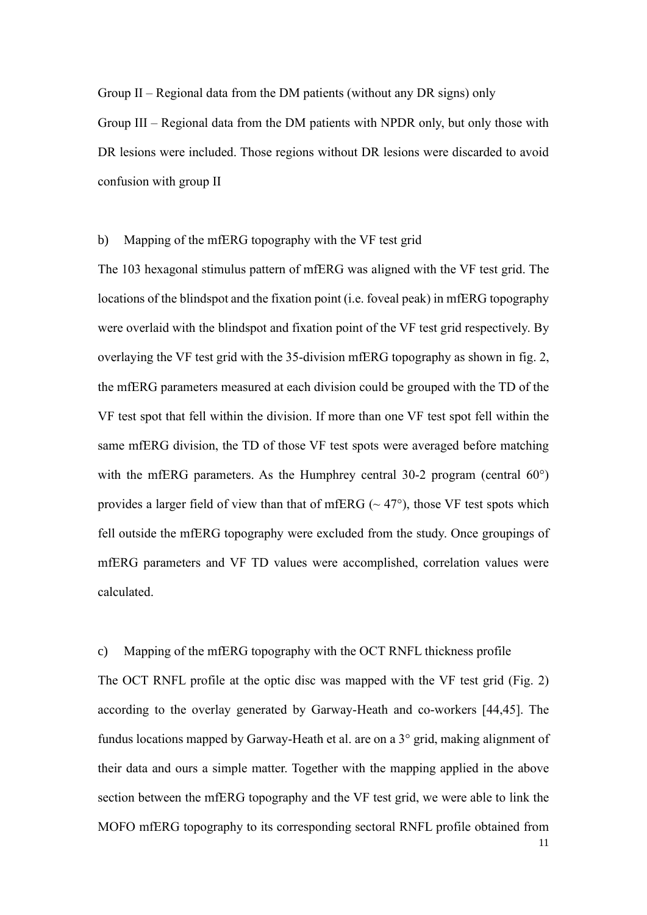Group II – Regional data from the DM patients (without any DR signs) only

Group III – Regional data from the DM patients with NPDR only, but only those with DR lesions were included. Those regions without DR lesions were discarded to avoid confusion with group II

b) Mapping of the mfERG topography with the VF test grid

The 103 hexagonal stimulus pattern of mfERG was aligned with the VF test grid. The locations of the blindspot and the fixation point (i.e. foveal peak) in mfERG topography were overlaid with the blindspot and fixation point of the VF test grid respectively. By overlaying the VF test grid with the 35-division mfERG topography as shown in fig. 2, the mfERG parameters measured at each division could be grouped with the TD of the VF test spot that fell within the division. If more than one VF test spot fell within the same mfERG division, the TD of those VF test spots were averaged before matching with the mfERG parameters. As the Humphrey central 30-2 program (central 60°) provides a larger field of view than that of mfERG (~ 47°), those VF test spots which fell outside the mfERG topography were excluded from the study. Once groupings of mfERG parameters and VF TD values were accomplished, correlation values were calculated.

c) Mapping of the mfERG topography with the OCT RNFL thickness profile

The OCT RNFL profile at the optic disc was mapped with the VF test grid (Fig. 2) according to the overlay generated by Garway-Heath and co-workers [44,45]. The fundus locations mapped by Garway-Heath et al. are on a 3° grid, making alignment of their data and ours a simple matter. Together with the mapping applied in the above section between the mfERG topography and the VF test grid, we were able to link the MOFO mfERG topography to its corresponding sectoral RNFL profile obtained from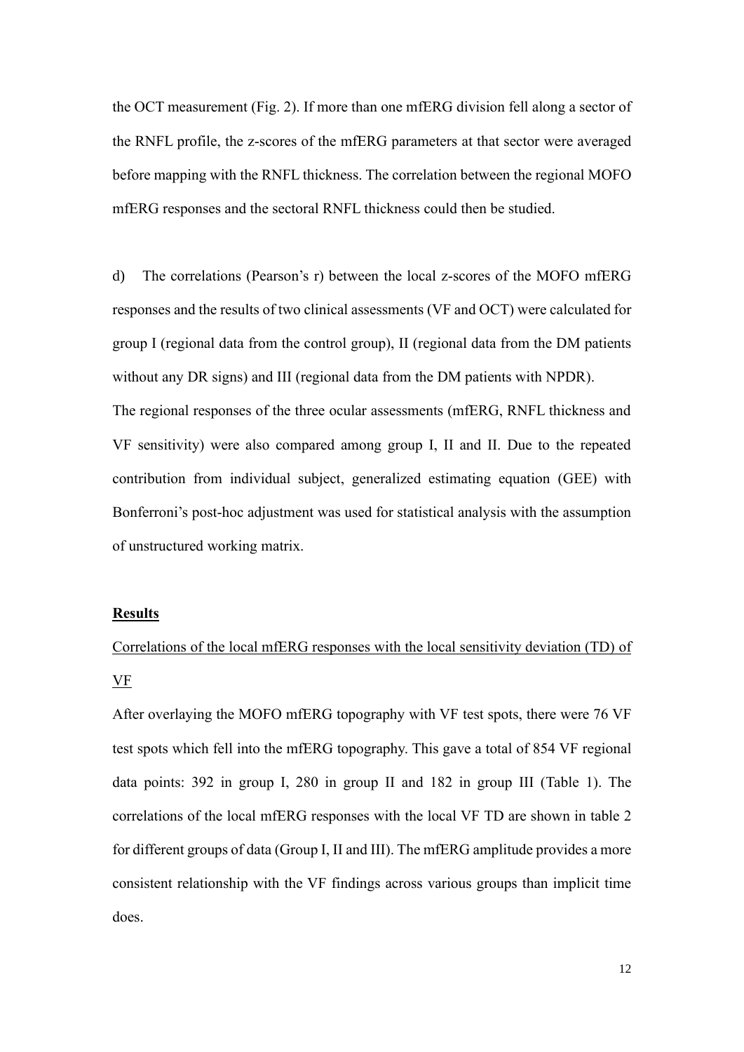the OCT measurement (Fig. 2). If more than one mfERG division fell along a sector of the RNFL profile, the z-scores of the mfERG parameters at that sector were averaged before mapping with the RNFL thickness. The correlation between the regional MOFO mfERG responses and the sectoral RNFL thickness could then be studied.

d) The correlations (Pearson's r) between the local z-scores of the MOFO mfERG responses and the results of two clinical assessments (VF and OCT) were calculated for group I (regional data from the control group), II (regional data from the DM patients without any DR signs) and III (regional data from the DM patients with NPDR).

The regional responses of the three ocular assessments (mfERG, RNFL thickness and VF sensitivity) were also compared among group I, II and II. Due to the repeated contribution from individual subject, generalized estimating equation (GEE) with Bonferroni's post-hoc adjustment was used for statistical analysis with the assumption of unstructured working matrix.

## **Results**

### Correlations of the local mfERG responses with the local sensitivity deviation (TD) of VF

After overlaying the MOFO mfERG topography with VF test spots, there were 76 VF test spots which fell into the mfERG topography. This gave a total of 854 VF regional data points: 392 in group I, 280 in group II and 182 in group III (Table 1). The correlations of the local mfERG responses with the local VF TD are shown in table 2 for different groups of data (Group I, II and III). The mfERG amplitude provides a more consistent relationship with the VF findings across various groups than implicit time does.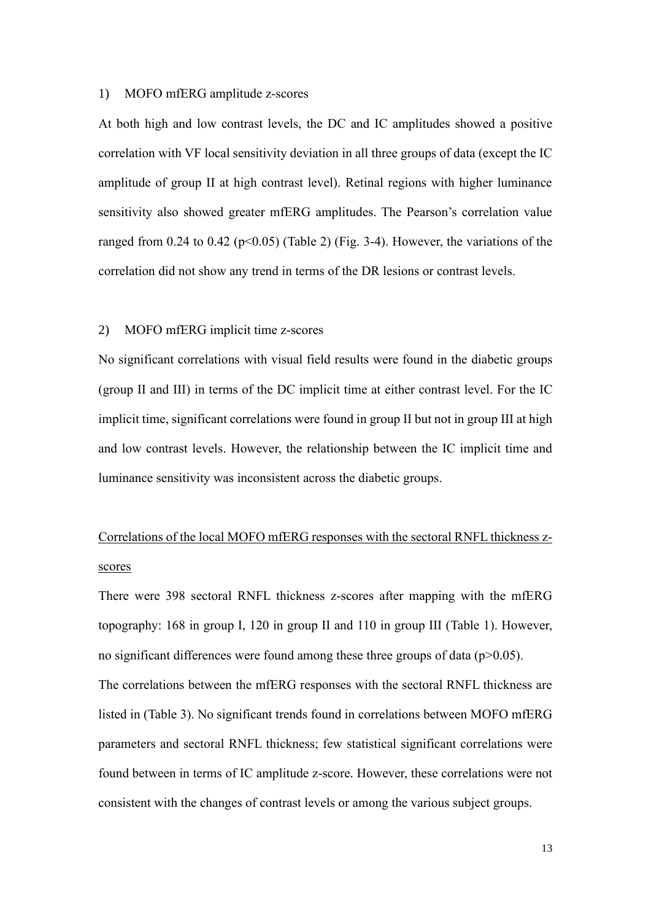1) MOFO mfERG amplitude z-scores

At both high and low contrast levels, the DC and IC amplitudes showed a positive correlation with VF local sensitivity deviation in all three groups of data (except the IC amplitude of group II at high contrast level). Retinal regions with higher luminance sensitivity also showed greater mfERG amplitudes. The Pearson's correlation value ranged from 0.24 to 0.42 ($p<0.05$) (Table 2) (Fig. 3-4). However, the variations of the correlation did not show any trend in terms of the DR lesions or contrast levels.

2) MOFO mfERG implicit time z-scores

No significant correlations with visual field results were found in the diabetic groups (group II and III) in terms of the DC implicit time at either contrast level. For the IC implicit time, significant correlations were found in group II but not in group III at high and low contrast levels. However, the relationship between the IC implicit time and luminance sensitivity was inconsistent across the diabetic groups.

<u>Correlations of the local MOFO mfERG responses with the sectoral RNFL thickness z-scores</u>

There were 398 sectoral RNFL thickness z-scores after mapping with the mfERG topography: 168 in group I, 120 in group II and 110 in group III (Table 1). However, no significant differences were found among these three groups of data ($p>0.05$).

The correlations between the mfERG responses with the sectoral RNFL thickness are listed in (Table 3). No significant trends found in correlations between MOFO mfERG parameters and sectoral RNFL thickness; few statistical significant correlations were found between in terms of IC amplitude z-score. However, these correlations were not consistent with the changes of contrast levels or among the various subject groups.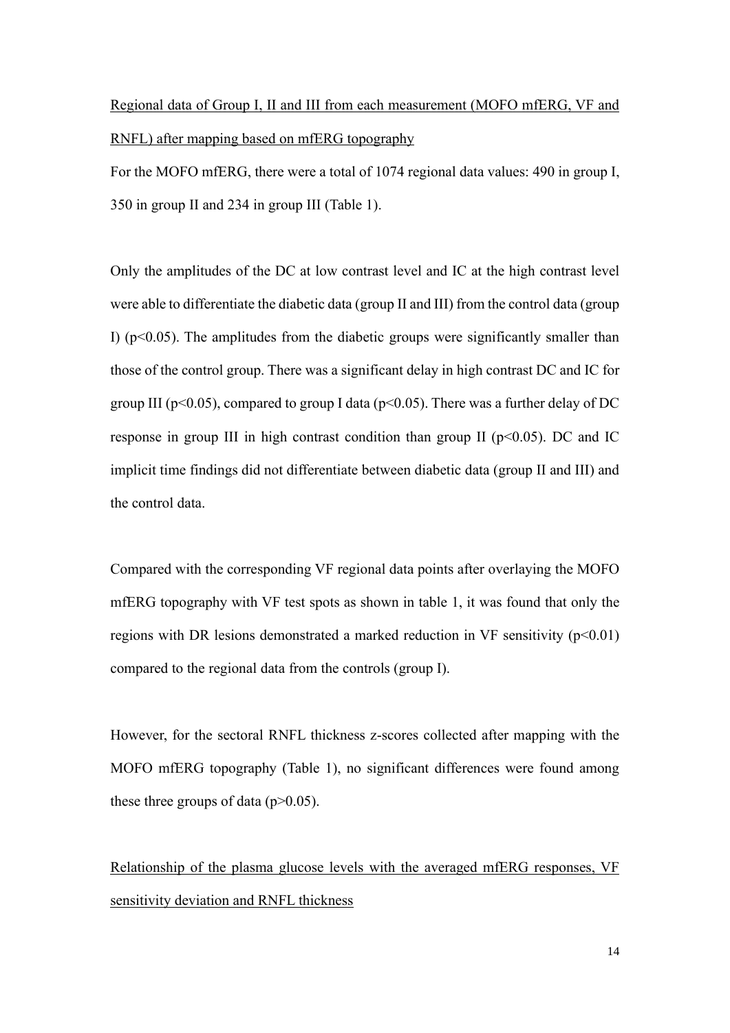Regional data of Group I, II and III from each measurement (MOFO mfERG, VF and RNFL) after mapping based on mfERG topography

For the MOFO mfERG, there were a total of 1074 regional data values: 490 in group I, 350 in group II and 234 in group III (Table 1).

Only the amplitudes of the DC at low contrast level and IC at the high contrast level were able to differentiate the diabetic data (group II and III) from the control data (group I) ($p<0.05$). The amplitudes from the diabetic groups were significantly smaller than those of the control group. There was a significant delay in high contrast DC and IC for group III ($p<0.05$), compared to group I data ($p<0.05$). There was a further delay of DC response in group III in high contrast condition than group II ($p<0.05$). DC and IC implicit time findings did not differentiate between diabetic data (group II and III) and the control data.

Compared with the corresponding VF regional data points after overlaying the MOFO mfERG topography with VF test spots as shown in table 1, it was found that only the regions with DR lesions demonstrated a marked reduction in VF sensitivity ($p<0.01$) compared to the regional data from the controls (group I).

However, for the sectoral RNFL thickness z-scores collected after mapping with the MOFO mfERG topography (Table 1), no significant differences were found among these three groups of data ($p>0.05$).

Relationship of the plasma glucose levels with the averaged mfERG responses, VF sensitivity deviation and RNFL thickness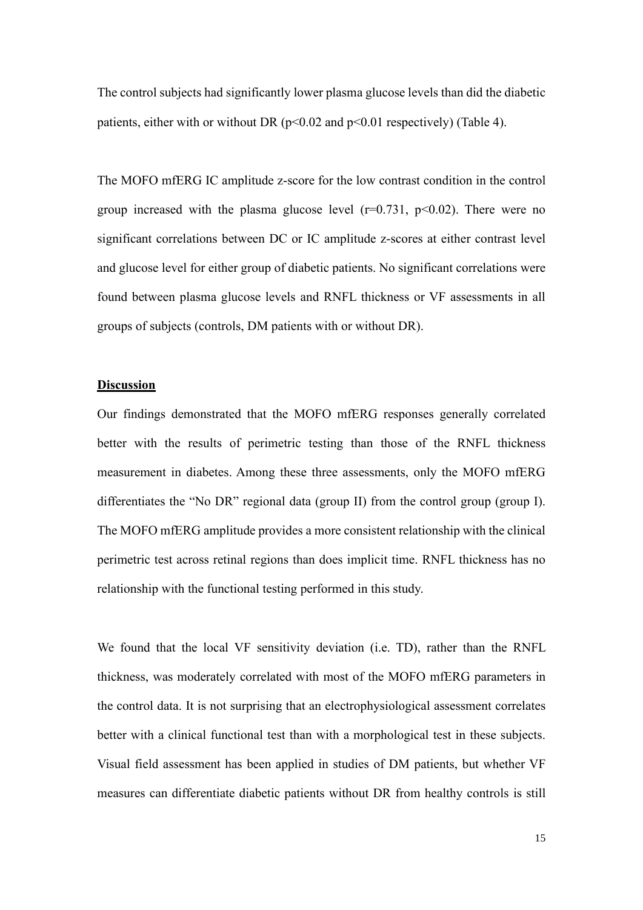The control subjects had significantly lower plasma glucose levels than did the diabetic patients, either with or without DR ($p<0.02$ and $p<0.01$ respectively) (Table 4).

The MOFO mfERG IC amplitude z-score for the low contrast condition in the control group increased with the plasma glucose level ($r=0.731$, $p<0.02$). There were no significant correlations between DC or IC amplitude z-scores at either contrast level and glucose level for either group of diabetic patients. No significant correlations were found between plasma glucose levels and RNFL thickness or VF assessments in all groups of subjects (controls, DM patients with or without DR).

## Discussion

Our findings demonstrated that the MOFO mfERG responses generally correlated better with the results of perimetric testing than those of the RNFL thickness measurement in diabetes. Among these three assessments, only the MOFO mfERG differentiates the "No DR" regional data (group II) from the control group (group I). The MOFO mfERG amplitude provides a more consistent relationship with the clinical perimetric test across retinal regions than does implicit time. RNFL thickness has no relationship with the functional testing performed in this study.

We found that the local VF sensitivity deviation (i.e. TD), rather than the RNFL thickness, was moderately correlated with most of the MOFO mfERG parameters in the control data. It is not surprising that an electrophysiological assessment correlates better with a clinical functional test than with a morphological test in these subjects. Visual field assessment has been applied in studies of DM patients, but whether VF measures can differentiate diabetic patients without DR from healthy controls is still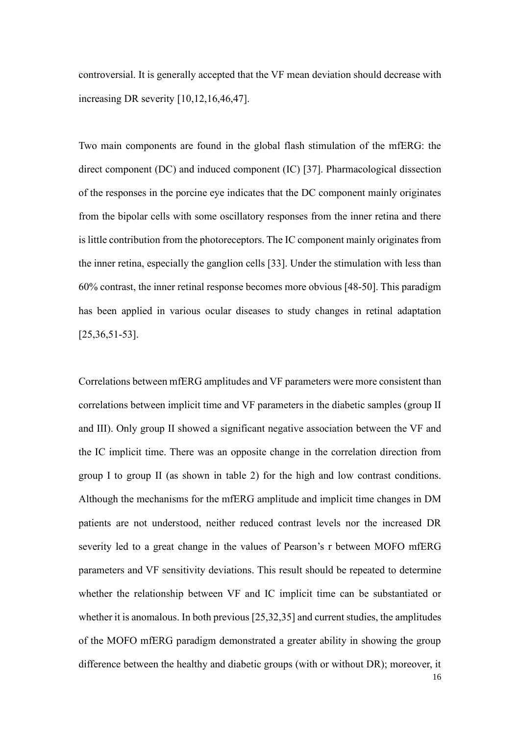controversial. It is generally accepted that the VF mean deviation should decrease with increasing DR severity [10,12,16,46,47].

Two main components are found in the global flash stimulation of the mfERG: the direct component (DC) and induced component (IC) [37]. Pharmacological dissection of the responses in the porcine eye indicates that the DC component mainly originates from the bipolar cells with some oscillatory responses from the inner retina and there is little contribution from the photoreceptors. The IC component mainly originates from the inner retina, especially the ganglion cells [33]. Under the stimulation with less than 60% contrast, the inner retinal response becomes more obvious [48-50]. This paradigm has been applied in various ocular diseases to study changes in retinal adaptation [25,36,51-53].

Correlations between mfERG amplitudes and VF parameters were more consistent than correlations between implicit time and VF parameters in the diabetic samples (group II and III). Only group II showed a significant negative association between the VF and the IC implicit time. There was an opposite change in the correlation direction from group I to group II (as shown in table 2) for the high and low contrast conditions. Although the mechanisms for the mfERG amplitude and implicit time changes in DM patients are not understood, neither reduced contrast levels nor the increased DR severity led to a great change in the values of Pearson's r between MOFO mfERG parameters and VF sensitivity deviations. This result should be repeated to determine whether the relationship between VF and IC implicit time can be substantiated or whether it is anomalous. In both previous [25,32,35] and current studies, the amplitudes of the MOFO mfERG paradigm demonstrated a greater ability in showing the group difference between the healthy and diabetic groups (with or without DR); moreover, it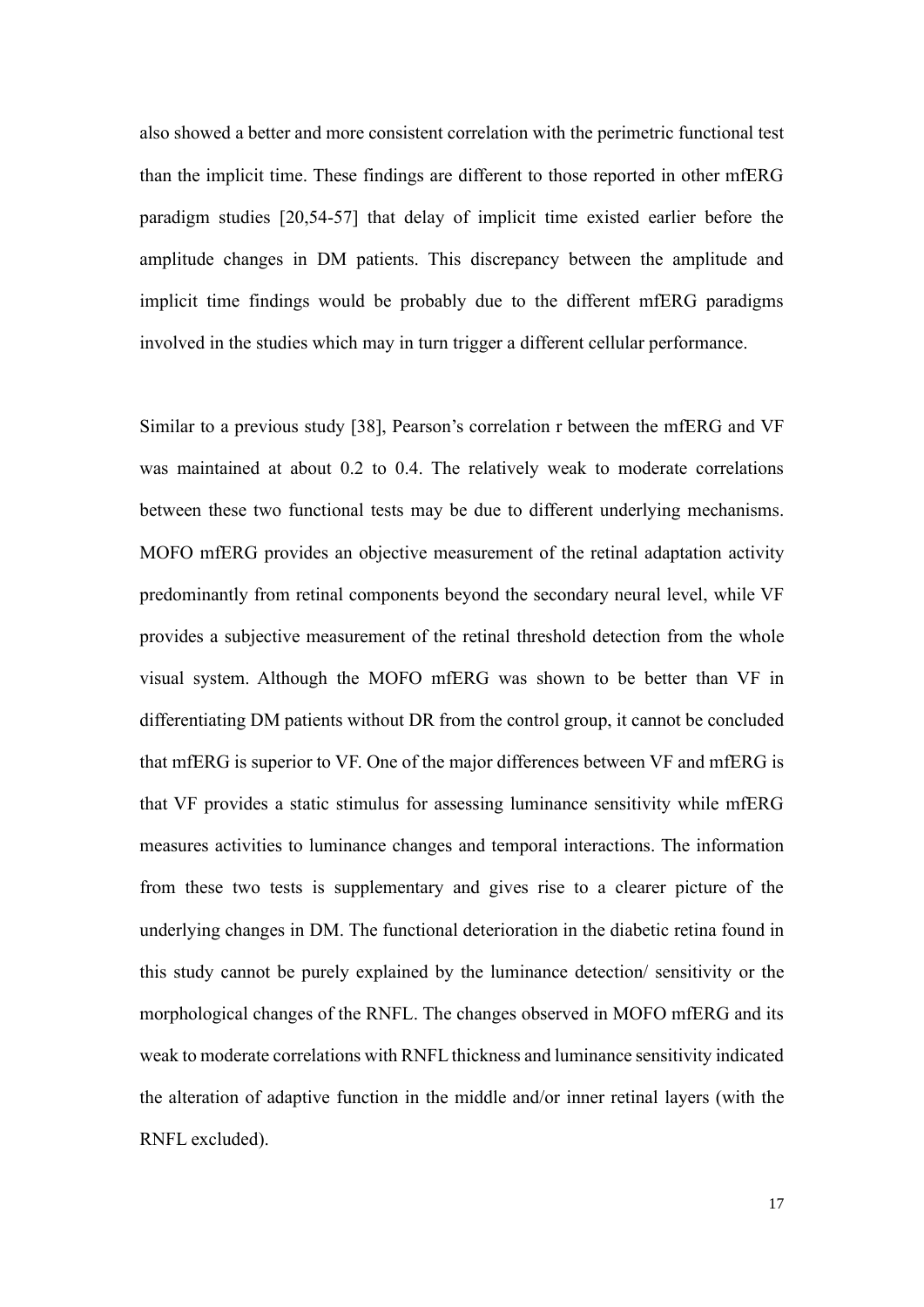also showed a better and more consistent correlation with the perimetric functional test than the implicit time. These findings are different to those reported in other mfERG paradigm studies [20,54-57] that delay of implicit time existed earlier before the amplitude changes in DM patients. This discrepancy between the amplitude and implicit time findings would be probably due to the different mfERG paradigms involved in the studies which may in turn trigger a different cellular performance.

Similar to a previous study [38], Pearson's correlation r between the mfERG and VF was maintained at about 0.2 to 0.4. The relatively weak to moderate correlations between these two functional tests may be due to different underlying mechanisms. MOFO mfERG provides an objective measurement of the retinal adaptation activity predominantly from retinal components beyond the secondary neural level, while VF provides a subjective measurement of the retinal threshold detection from the whole visual system. Although the MOFO mfERG was shown to be better than VF in differentiating DM patients without DR from the control group, it cannot be concluded that mfERG is superior to VF. One of the major differences between VF and mfERG is that VF provides a static stimulus for assessing luminance sensitivity while mfERG measures activities to luminance changes and temporal interactions. The information from these two tests is supplementary and gives rise to a clearer picture of the underlying changes in DM. The functional deterioration in the diabetic retina found in this study cannot be purely explained by the luminance detection/ sensitivity or the morphological changes of the RNFL. The changes observed in MOFO mfERG and its weak to moderate correlations with RNFL thickness and luminance sensitivity indicated the alteration of adaptive function in the middle and/or inner retinal layers (with the RNFL excluded).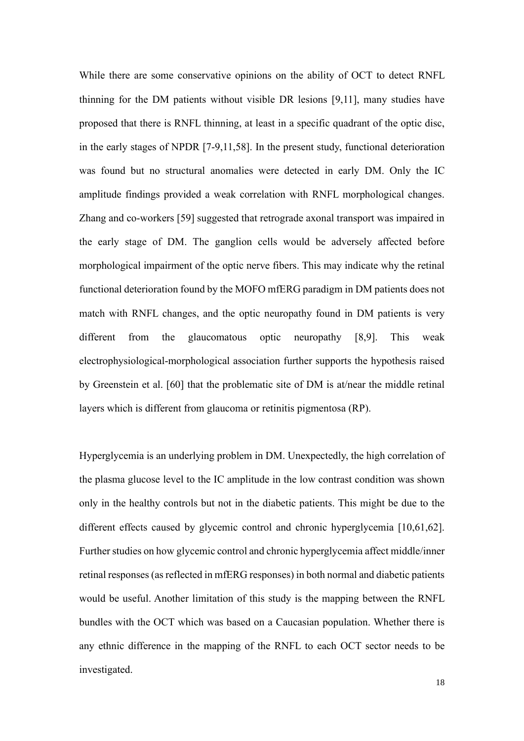While there are some conservative opinions on the ability of OCT to detect RNFL thinning for the DM patients without visible DR lesions [9,11], many studies have proposed that there is RNFL thinning, at least in a specific quadrant of the optic disc, in the early stages of NPDR [7-9,11,58]. In the present study, functional deterioration was found but no structural anomalies were detected in early DM. Only the IC amplitude findings provided a weak correlation with RNFL morphological changes. Zhang and co-workers [59] suggested that retrograde axonal transport was impaired in the early stage of DM. The ganglion cells would be adversely affected before morphological impairment of the optic nerve fibers. This may indicate why the retinal functional deterioration found by the MOFO mfERG paradigm in DM patients does not match with RNFL changes, and the optic neuropathy found in DM patients is very different from the glaucomatous optic neuropathy [8,9]. This weak electrophysiological-morphological association further supports the hypothesis raised by Greenstein et al. [60] that the problematic site of DM is at/near the middle retinal layers which is different from glaucoma or retinitis pigmentosa (RP).

Hyperglycemia is an underlying problem in DM. Unexpectedly, the high correlation of the plasma glucose level to the IC amplitude in the low contrast condition was shown only in the healthy controls but not in the diabetic patients. This might be due to the different effects caused by glycemic control and chronic hyperglycemia [10,61,62]. Further studies on how glycemic control and chronic hyperglycemia affect middle/inner retinal responses (as reflected in mfERG responses) in both normal and diabetic patients would be useful. Another limitation of this study is the mapping between the RNFL bundles with the OCT which was based on a Caucasian population. Whether there is any ethnic difference in the mapping of the RNFL to each OCT sector needs to be investigated.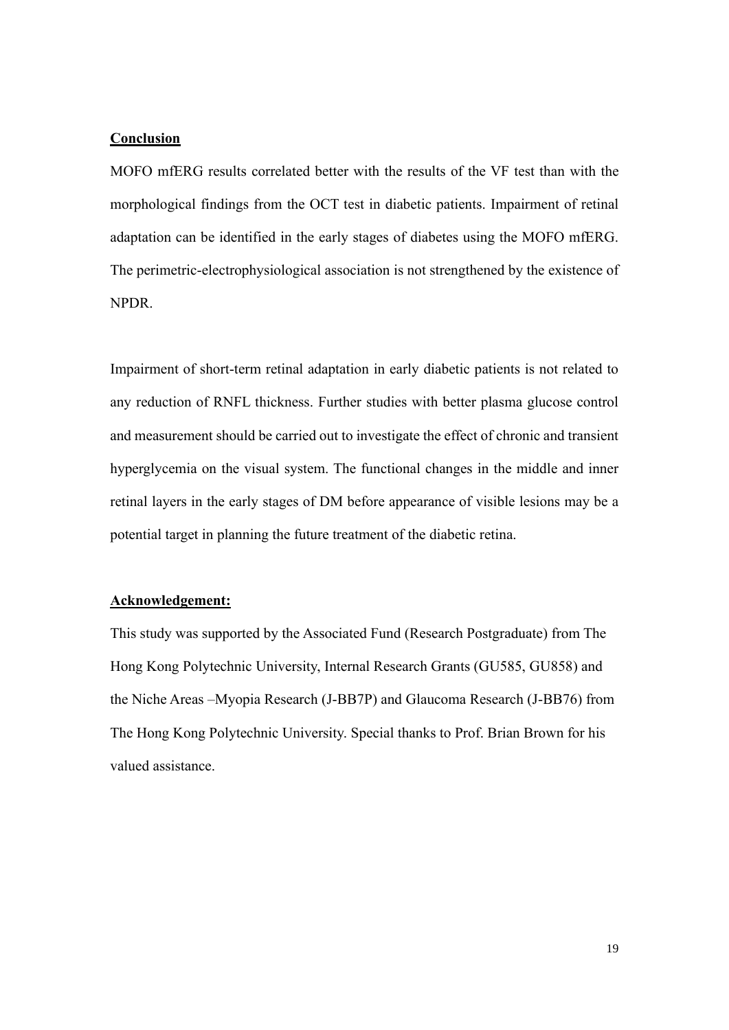## Conclusion

MOFO mfERG results correlated better with the results of the VF test than with the morphological findings from the OCT test in diabetic patients. Impairment of retinal adaptation can be identified in the early stages of diabetes using the MOFO mfERG. The perimetric-electrophysiological association is not strengthened by the existence of NPDR.

Impairment of short-term retinal adaptation in early diabetic patients is not related to any reduction of RNFL thickness. Further studies with better plasma glucose control and measurement should be carried out to investigate the effect of chronic and transient hyperglycemia on the visual system. The functional changes in the middle and inner retinal layers in the early stages of DM before appearance of visible lesions may be a potential target in planning the future treatment of the diabetic retina.

## Acknowledgement:

This study was supported by the Associated Fund (Research Postgraduate) from The Hong Kong Polytechnic University, Internal Research Grants (GU585, GU858) and the Niche Areas –Myopia Research (J-BB7P) and Glaucoma Research (J-BB76) from The Hong Kong Polytechnic University. Special thanks to Prof. Brian Brown for his valued assistance.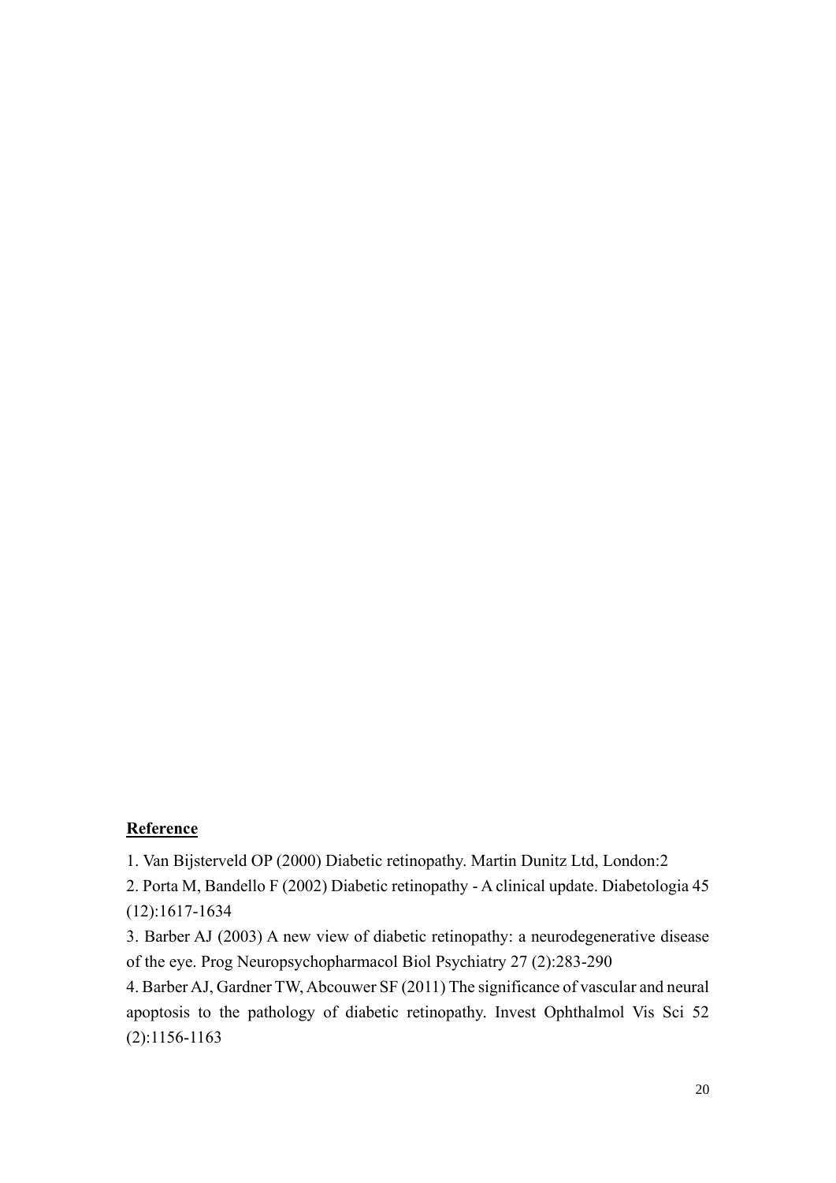**Reference**

1. Van Bijsterveld OP (2000) Diabetic retinopathy. Martin Dunitz Ltd, London:2

2. Porta M, Bandello F (2002) Diabetic retinopathy - A clinical update. Diabetologia 45 (12):1617-1634

3. Barber AJ (2003) A new view of diabetic retinopathy: a neurodegenerative disease of the eye. Prog Neuropsychopharmacol Biol Psychiatry 27 (2):283-290

4. Barber AJ, Gardner TW, Abcouwer SF (2011) The significance of vascular and neural apoptosis to the pathology of diabetic retinopathy. Invest Ophthalmol Vis Sci 52 (2):1156-1163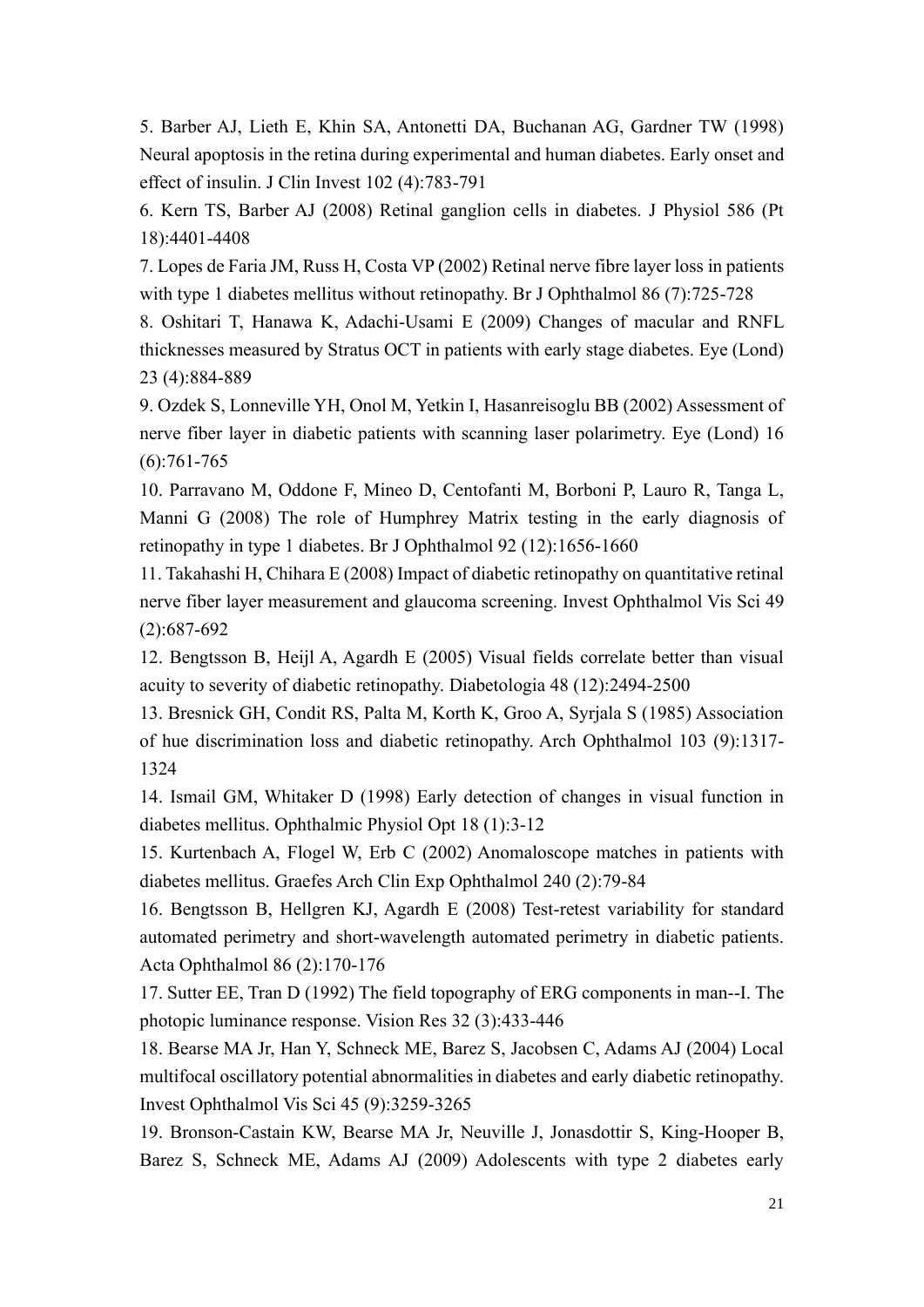5. Barber AJ, Lieth E, Khin SA, Antonetti DA, Buchanan AG, Gardner TW (1998) Neural apoptosis in the retina during experimental and human diabetes. Early onset and effect of insulin. J Clin Invest 102 (4):783-791

6. Kern TS, Barber AJ (2008) Retinal ganglion cells in diabetes. J Physiol 586 (Pt 18):4401-4408

7. Lopes de Faria JM, Russ H, Costa VP (2002) Retinal nerve fibre layer loss in patients with type 1 diabetes mellitus without retinopathy. Br J Ophthalmol 86 (7):725-728

8. Oshitari T, Hanawa K, Adachi-Usami E (2009) Changes of macular and RNFL thicknesses measured by Stratus OCT in patients with early stage diabetes. Eye (Lond) 23 (4):884-889

9. Ozdek S, Lonneville YH, Onol M, Yetkin I, Hasanreisoglu BB (2002) Assessment of nerve fiber layer in diabetic patients with scanning laser polarimetry. Eye (Lond) 16 (6):761-765

10. Parravano M, Oddone F, Mineo D, Centofanti M, Borboni P, Lauro R, Tanga L, Manni G (2008) The role of Humphrey Matrix testing in the early diagnosis of retinopathy in type 1 diabetes. Br J Ophthalmol 92 (12):1656-1660

11. Takahashi H, Chihara E (2008) Impact of diabetic retinopathy on quantitative retinal nerve fiber layer measurement and glaucoma screening. Invest Ophthalmol Vis Sci 49 (2):687-692

12. Bengtsson B, Heijl A, Agardh E (2005) Visual fields correlate better than visual acuity to severity of diabetic retinopathy. Diabetologia 48 (12):2494-2500

13. Bresnick GH, Condit RS, Palta M, Korth K, Groo A, Syrjala S (1985) Association of hue discrimination loss and diabetic retinopathy. Arch Ophthalmol 103 (9):1317-1324

14. Ismail GM, Whitaker D (1998) Early detection of changes in visual function in diabetes mellitus. Ophthalmic Physiol Opt 18 (1):3-12

15. Kurtenbach A, Flogel W, Erb C (2002) Anomaloscope matches in patients with diabetes mellitus. Graefes Arch Clin Exp Ophthalmol 240 (2):79-84

16. Bengtsson B, Hellgren KJ, Agardh E (2008) Test-retest variability for standard automated perimetry and short-wavelength automated perimetry in diabetic patients. Acta Ophthalmol 86 (2):170-176

17. Sutter EE, Tran D (1992) The field topography of ERG components in man--I. The photopic luminance response. Vision Res 32 (3):433-446

18. Bearse MA Jr, Han Y, Schneck ME, Barez S, Jacobsen C, Adams AJ (2004) Local multifocal oscillatory potential abnormalities in diabetes and early diabetic retinopathy. Invest Ophthalmol Vis Sci 45 (9):3259-3265

19. Bronson-Castain KW, Bearse MA Jr, Neuville J, Jonasdottir S, King-Hooper B, Barez S, Schneck ME, Adams AJ (2009) Adolescents with type 2 diabetes early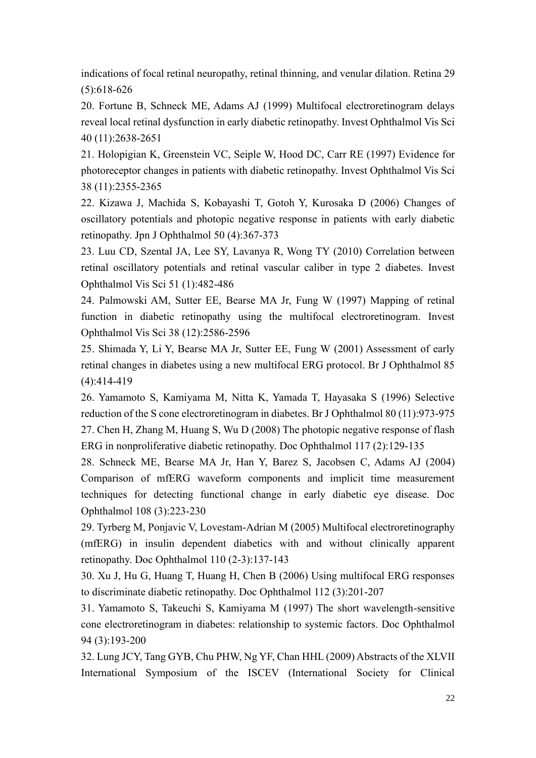indications of focal retinal neuropathy, retinal thinning, and venular dilation. Retina 29 (5):618-626

20. Fortune B, Schneck ME, Adams AJ (1999) Multifocal electroretinogram delays reveal local retinal dysfunction in early diabetic retinopathy. Invest Ophthalmol Vis Sci 40 (11):2638-2651

21. Holopigian K, Greenstein VC, Seiple W, Hood DC, Carr RE (1997) Evidence for photoreceptor changes in patients with diabetic retinopathy. Invest Ophthalmol Vis Sci 38 (11):2355-2365

22. Kizawa J, Machida S, Kobayashi T, Gotoh Y, Kurosaka D (2006) Changes of oscillatory potentials and photopic negative response in patients with early diabetic retinopathy. Jpn J Ophthalmol 50 (4):367-373

23. Luu CD, Szental JA, Lee SY, Lavanya R, Wong TY (2010) Correlation between retinal oscillatory potentials and retinal vascular caliber in type 2 diabetes. Invest Ophthalmol Vis Sci 51 (1):482-486

24. Palmowski AM, Sutter EE, Bearse MA Jr, Fung W (1997) Mapping of retinal function in diabetic retinopathy using the multifocal electroretinogram. Invest Ophthalmol Vis Sci 38 (12):2586-2596

25. Shimada Y, Li Y, Bearse MA Jr, Sutter EE, Fung W (2001) Assessment of early retinal changes in diabetes using a new multifocal ERG protocol. Br J Ophthalmol 85 (4):414-419

26. Yamamoto S, Kamiyama M, Nitta K, Yamada T, Hayasaka S (1996) Selective reduction of the S cone electroretinogram in diabetes. Br J Ophthalmol 80 (11):973-975

27. Chen H, Zhang M, Huang S, Wu D (2008) The photopic negative response of flash ERG in nonproliferative diabetic retinopathy. Doc Ophthalmol 117 (2):129-135

28. Schneck ME, Bearse MA Jr, Han Y, Barez S, Jacobsen C, Adams AJ (2004) Comparison of mfERG waveform components and implicit time measurement techniques for detecting functional change in early diabetic eye disease. Doc Ophthalmol 108 (3):223-230

29. Tyrberg M, Ponjavic V, Lovestam-Adrian M (2005) Multifocal electroretinography (mfERG) in insulin dependent diabetics with and without clinically apparent retinopathy. Doc Ophthalmol 110 (2-3):137-143

30. Xu J, Hu G, Huang T, Huang H, Chen B (2006) Using multifocal ERG responses to discriminate diabetic retinopathy. Doc Ophthalmol 112 (3):201-207

31. Yamamoto S, Takeuchi S, Kamiyama M (1997) The short wavelength-sensitive cone electroretinogram in diabetes: relationship to systemic factors. Doc Ophthalmol 94 (3):193-200

32. Lung JCY, Tang GYB, Chu PHW, Ng YF, Chan HHL (2009) Abstracts of the XLVII International Symposium of the ISCEV (International Society for Clinical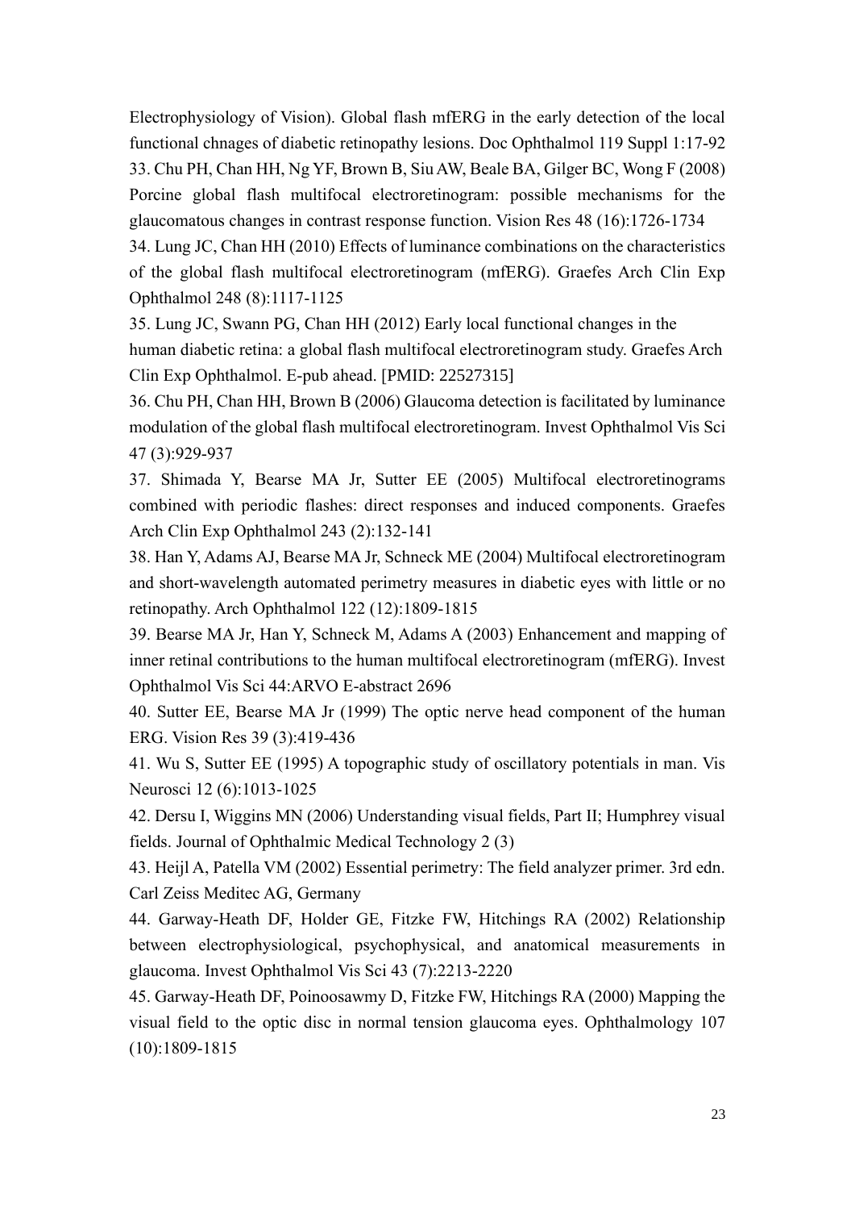Electrophysiology of Vision). Global flash mfERG in the early detection of the local functional chnages of diabetic retinopathy lesions. Doc Ophthalmol 119 Suppl 1:17-92

33. Chu PH, Chan HH, Ng YF, Brown B, Siu AW, Beale BA, Gilger BC, Wong F (2008) Porcine global flash multifocal electroretinogram: possible mechanisms for the glaucomatous changes in contrast response function. Vision Res 48 (16):1726-1734

34. Lung JC, Chan HH (2010) Effects of luminance combinations on the characteristics of the global flash multifocal electroretinogram (mfERG). Graefes Arch Clin Exp Ophthalmol 248 (8):1117-1125

35. Lung JC, Swann PG, Chan HH (2012) Early local functional changes in the human diabetic retina: a global flash multifocal electroretinogram study. Graefes Arch Clin Exp Ophthalmol. E-pub ahead. [PMID: 22527315]

36. Chu PH, Chan HH, Brown B (2006) Glaucoma detection is facilitated by luminance modulation of the global flash multifocal electroretinogram. Invest Ophthalmol Vis Sci 47 (3):929-937

37. Shimada Y, Bearse MA Jr, Sutter EE (2005) Multifocal electroretinograms combined with periodic flashes: direct responses and induced components. Graefes Arch Clin Exp Ophthalmol 243 (2):132-141

38. Han Y, Adams AJ, Bearse MA Jr, Schneck ME (2004) Multifocal electroretinogram and short-wavelength automated perimetry measures in diabetic eyes with little or no retinopathy. Arch Ophthalmol 122 (12):1809-1815

39. Bearse MA Jr, Han Y, Schneck M, Adams A (2003) Enhancement and mapping of inner retinal contributions to the human multifocal electroretinogram (mfERG). Invest Ophthalmol Vis Sci 44:ARVO E-abstract 2696

40. Sutter EE, Bearse MA Jr (1999) The optic nerve head component of the human ERG. Vision Res 39 (3):419-436

41. Wu S, Sutter EE (1995) A topographic study of oscillatory potentials in man. Vis Neurosci 12 (6):1013-1025

42. Dersu I, Wiggins MN (2006) Understanding visual fields, Part II; Humphrey visual fields. Journal of Ophthalmic Medical Technology 2 (3)

43. Heijl A, Patella VM (2002) Essential perimetry: The field analyzer primer. 3rd edn. Carl Zeiss Meditec AG, Germany

44. Garway-Heath DF, Holder GE, Fitzke FW, Hitchings RA (2002) Relationship between electrophysiological, psychophysical, and anatomical measurements in glaucoma. Invest Ophthalmol Vis Sci 43 (7):2213-2220

45. Garway-Heath DF, Poinoosawmy D, Fitzke FW, Hitchings RA (2000) Mapping the visual field to the optic disc in normal tension glaucoma eyes. Ophthalmology 107 (10):1809-1815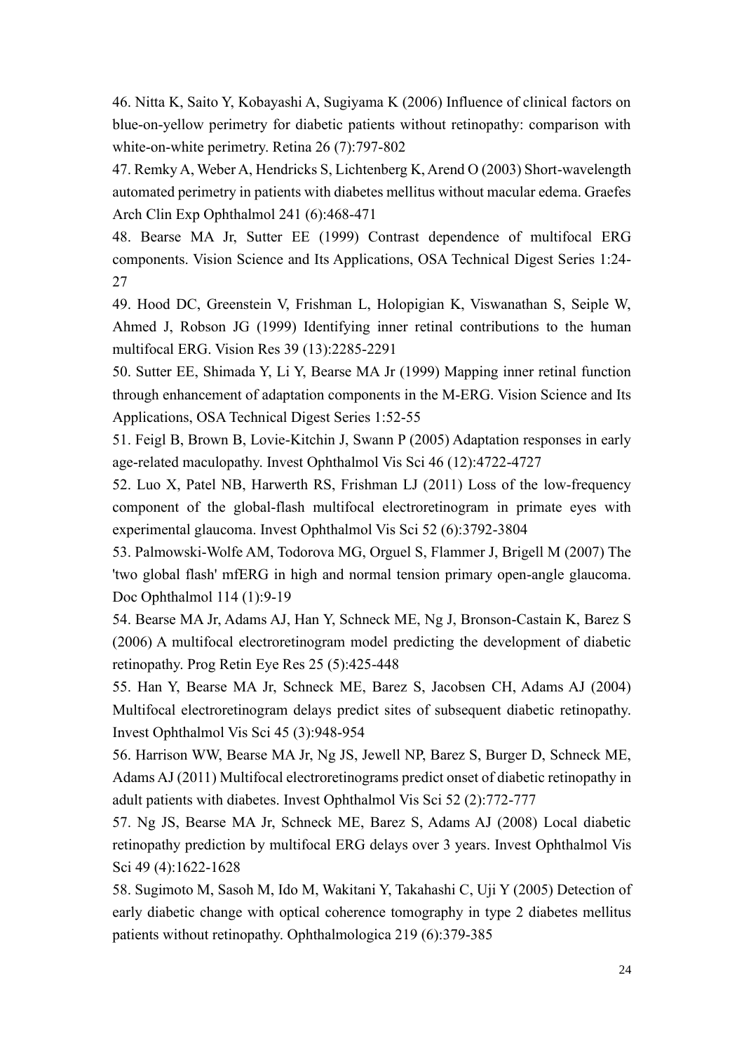46. Nitta K, Saito Y, Kobayashi A, Sugiyama K (2006) Influence of clinical factors on blue-on-yellow perimetry for diabetic patients without retinopathy: comparison with white-on-white perimetry. Retina 26 (7):797-802

47. Remky A, Weber A, Hendricks S, Lichtenberg K, Arend O (2003) Short-wavelength automated perimetry in patients with diabetes mellitus without macular edema. Graefes Arch Clin Exp Ophthalmol 241 (6):468-471

48. Bearse MA Jr, Sutter EE (1999) Contrast dependence of multifocal ERG components. Vision Science and Its Applications, OSA Technical Digest Series 1:24-27

49. Hood DC, Greenstein V, Frishman L, Holopigian K, Viswanathan S, Seiple W, Ahmed J, Robson JG (1999) Identifying inner retinal contributions to the human multifocal ERG. Vision Res 39 (13):2285-2291

50. Sutter EE, Shimada Y, Li Y, Bearse MA Jr (1999) Mapping inner retinal function through enhancement of adaptation components in the M-ERG. Vision Science and Its Applications, OSA Technical Digest Series 1:52-55

51. Feigl B, Brown B, Lovie-Kitchin J, Swann P (2005) Adaptation responses in early age-related maculopathy. Invest Ophthalmol Vis Sci 46 (12):4722-4727

52. Luo X, Patel NB, Harwerth RS, Frishman LJ (2011) Loss of the low-frequency component of the global-flash multifocal electroretinogram in primate eyes with experimental glaucoma. Invest Ophthalmol Vis Sci 52 (6):3792-3804

53. Palmowski-Wolfe AM, Todorova MG, Orguel S, Flammer J, Brigell M (2007) The 'two global flash' mfERG in high and normal tension primary open-angle glaucoma. Doc Ophthalmol 114 (1):9-19

54. Bearse MA Jr, Adams AJ, Han Y, Schneck ME, Ng J, Bronson-Castain K, Barez S (2006) A multifocal electroretinogram model predicting the development of diabetic retinopathy. Prog Retin Eye Res 25 (5):425-448

55. Han Y, Bearse MA Jr, Schneck ME, Barez S, Jacobsen CH, Adams AJ (2004) Multifocal electroretinogram delays predict sites of subsequent diabetic retinopathy. Invest Ophthalmol Vis Sci 45 (3):948-954

56. Harrison WW, Bearse MA Jr, Ng JS, Jewell NP, Barez S, Burger D, Schneck ME, Adams AJ (2011) Multifocal electroretinograms predict onset of diabetic retinopathy in adult patients with diabetes. Invest Ophthalmol Vis Sci 52 (2):772-777

57. Ng JS, Bearse MA Jr, Schneck ME, Barez S, Adams AJ (2008) Local diabetic retinopathy prediction by multifocal ERG delays over 3 years. Invest Ophthalmol Vis Sci 49 (4):1622-1628

58. Sugimoto M, Sasoh M, Ido M, Wakitani Y, Takahashi C, Uji Y (2005) Detection of early diabetic change with optical coherence tomography in type 2 diabetes mellitus patients without retinopathy. Ophthalmologica 219 (6):379-385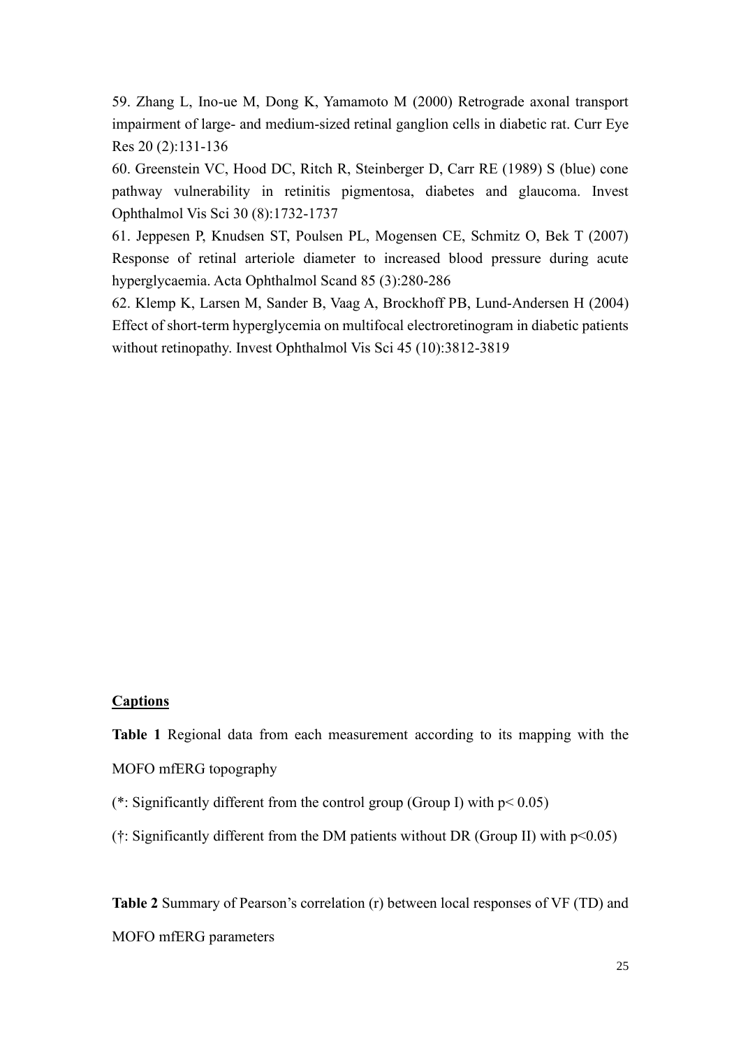59. Zhang L, Ino-ue M, Dong K, Yamamoto M (2000) Retrograde axonal transport impairment of large- and medium-sized retinal ganglion cells in diabetic rat. Curr Eye Res 20 (2):131-136

60. Greenstein VC, Hood DC, Ritch R, Steinberger D, Carr RE (1989) S (blue) cone pathway vulnerability in retinitis pigmentosa, diabetes and glaucoma. Invest Ophthalmol Vis Sci 30 (8):1732-1737

61. Jeppesen P, Knudsen ST, Poulsen PL, Mogensen CE, Schmitz O, Bek T (2007) Response of retinal arteriole diameter to increased blood pressure during acute hyperglycaemia. Acta Ophthalmol Scand 85 (3):280-286

62. Klemp K, Larsen M, Sander B, Vaag A, Brockhoff PB, Lund-Andersen H (2004) Effect of short-term hyperglycemia on multifocal electroretinogram in diabetic patients without retinopathy. Invest Ophthalmol Vis Sci 45 (10):3812-3819

## Captions

**Table 1** Regional data from each measurement according to its mapping with the MOFO mfERG topography

(*: Significantly different from the control group (Group I) with $p < 0.05$)

(†: Significantly different from the DM patients without DR (Group II) with $p<0.05$)

**Table 2** Summary of Pearson's correlation (r) between local responses of VF (TD) and MOFO mfERG parameters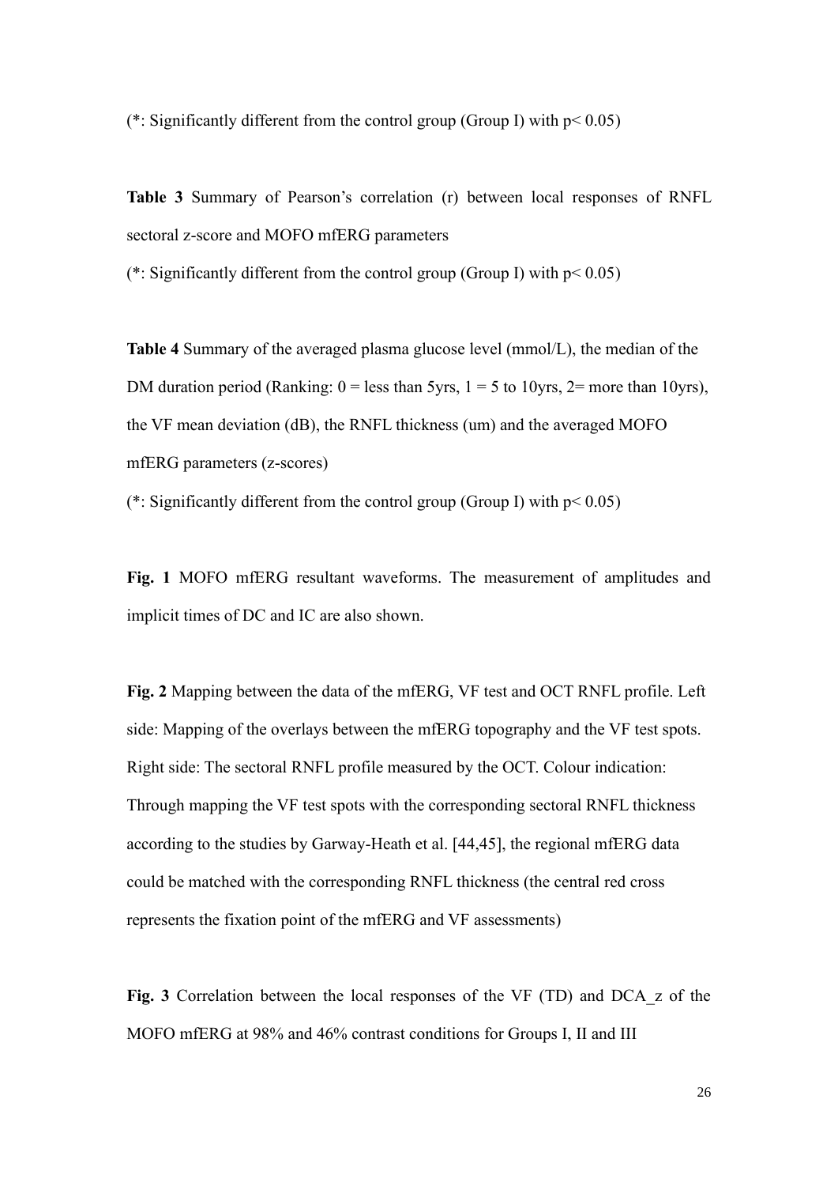(*: Significantly different from the control group (Group I) with $p < 0.05$)

**Table 3** Summary of Pearson's correlation (r) between local responses of RNFL sectoral z-score and MOFO mfERG parameters

(*: Significantly different from the control group (Group I) with $p < 0.05$)

**Table 4** Summary of the averaged plasma glucose level (mmol/L), the median of the DM duration period (Ranking: 0 = less than 5yrs, 1 = 5 to 10yrs, 2= more than 10yrs), the VF mean deviation (dB), the RNFL thickness (um) and the averaged MOFO mfERG parameters (z-scores)

(*: Significantly different from the control group (Group I) with $p < 0.05$)

**Fig. 1** MOFO mfERG resultant waveforms. The measurement of amplitudes and implicit times of DC and IC are also shown.

**Fig. 2** Mapping between the data of the mfERG, VF test and OCT RNFL profile. Left side: Mapping of the overlays between the mfERG topography and the VF test spots. Right side: The sectoral RNFL profile measured by the OCT. Colour indication: Through mapping the VF test spots with the corresponding sectoral RNFL thickness according to the studies by Garway-Heath et al. [44,45], the regional mfERG data could be matched with the corresponding RNFL thickness (the central red cross represents the fixation point of the mfERG and VF assessments)

**Fig. 3** Correlation between the local responses of the VF (TD) and DCA_z of the MOFO mfERG at 98% and 46% contrast conditions for Groups I, II and III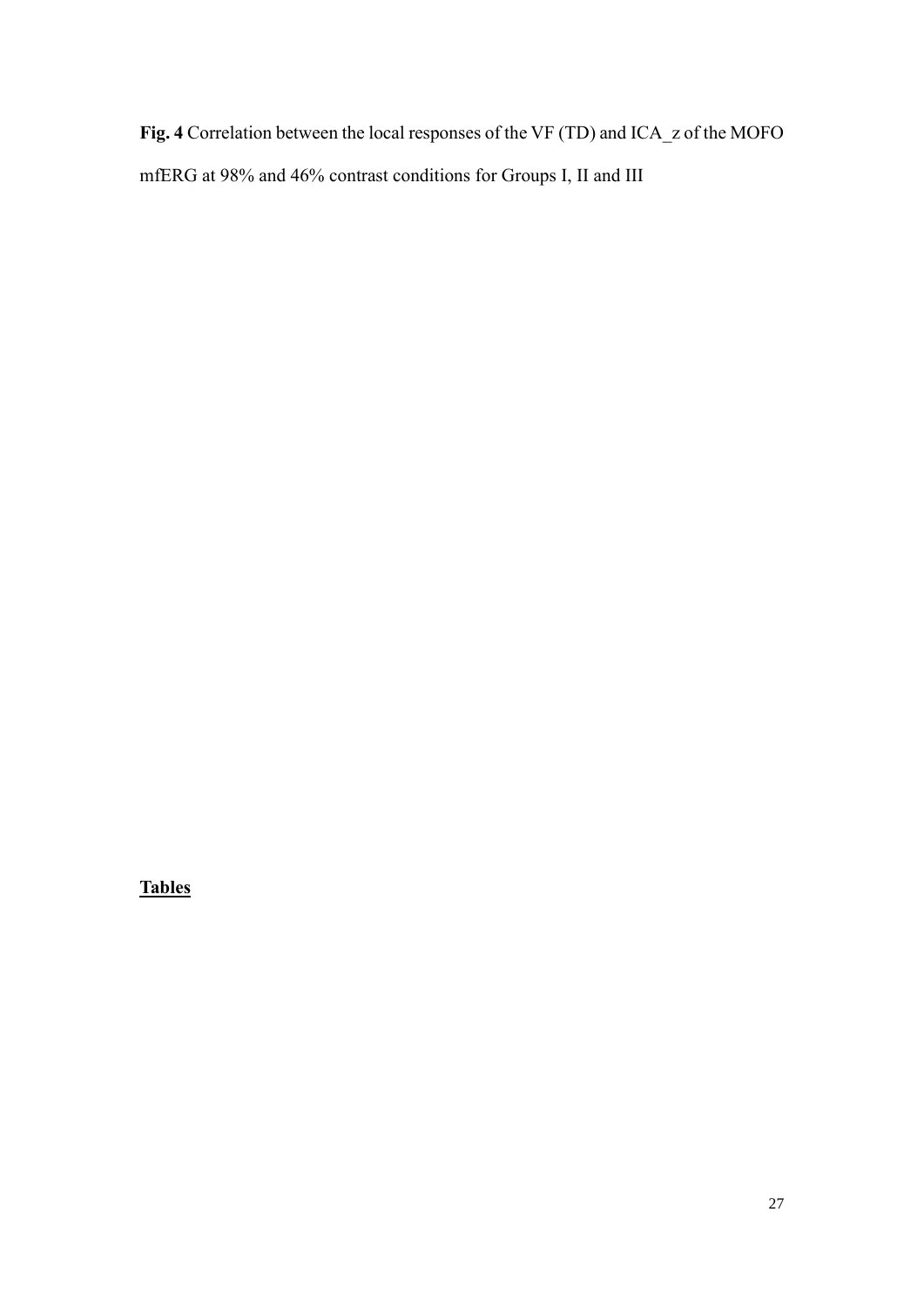**Fig. 4** Correlation between the local responses of the VF (TD) and ICA_z of the MOFO mfERG at 98% and 46% contrast conditions for Groups I, II and III

## **Tables**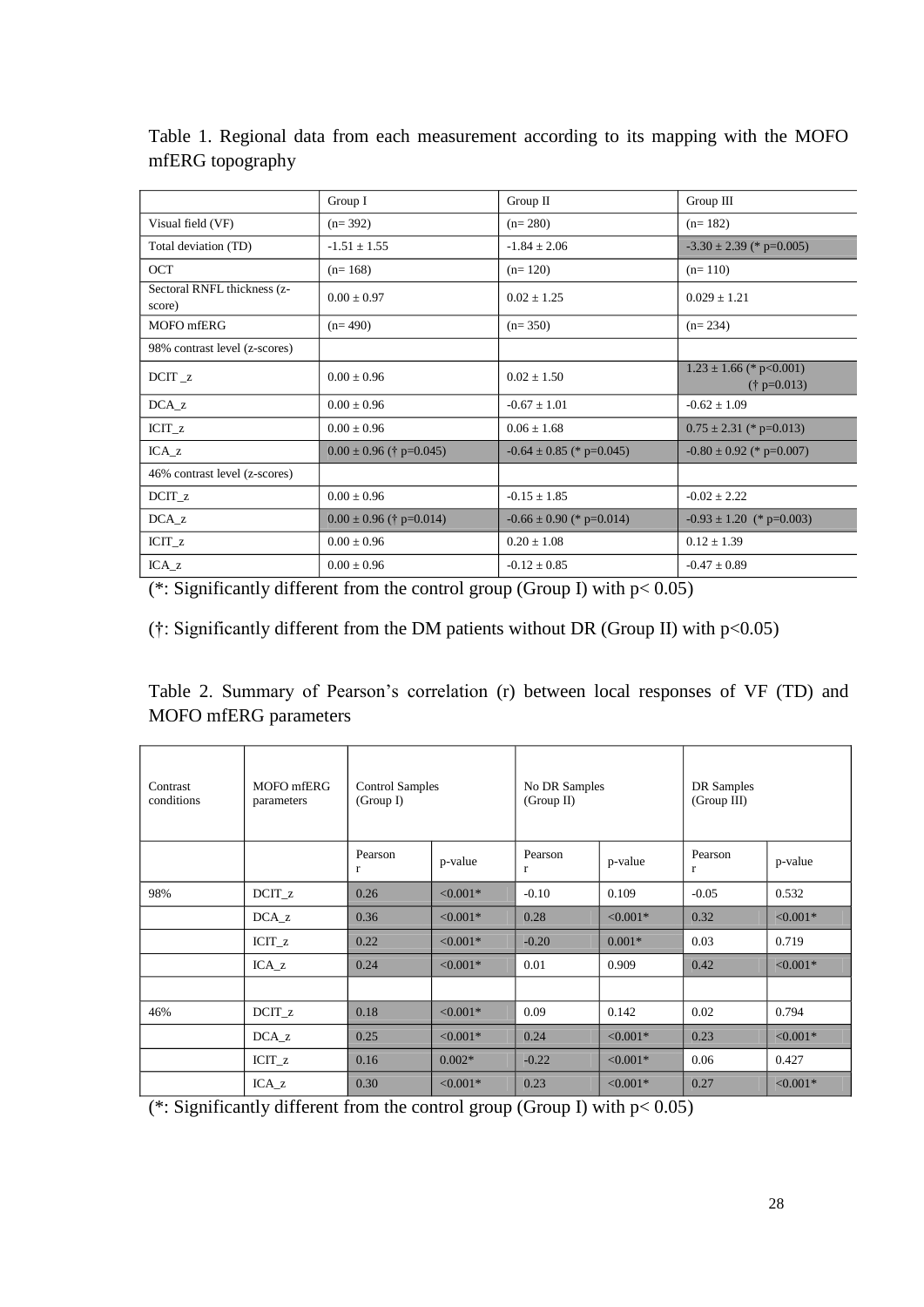Table 1. Regional data from each measurement according to its mapping with the MOFO mfERG topography

| | Group I | Group II | Group III |
|---|---|---|---|
| Visual field (VF) | (n= 392) | (n= 280) | (n= 182) |
| Total deviation (TD) | -1.51 ± 1.55 | -1.84 ± 2.06 | -3.30 ± 2.39 (* p=0.005) |
| OCT | (n= 168) | (n= 120) | (n= 110) |
| Sectoral RNFL thickness (z-score) | 0.00 ± 0.97 | 0.02 ± 1.25 | 0.029 ± 1.21 |
| MOFO mfERG | (n= 490) | (n= 350) | (n= 234) |
| 98% contrast level (z-scores) | | | |
| DCIT _z | 0.00 ± 0.96 | 0.02 ± 1.50 | 1.23 ± 1.66 (* p<0.001) († p=0.013) |
| DCA_z | 0.00 ± 0.96 | -0.67 ± 1.01 | -0.62 ± 1.09 |
| ICIT_z | 0.00 ± 0.96 | 0.06 ± 1.68 | 0.75 ± 2.31 (* p=0.013) |
| ICA_z | 0.00 ± 0.96 († p=0.045) | -0.64 ± 0.85 (* p=0.045) | -0.80 ± 0.92 (* p=0.007) |
| 46% contrast level (z-scores) | | | |
| DCIT_z | 0.00 ± 0.96 | -0.15 ± 1.85 | -0.02 ± 2.22 |
| DCA_z | 0.00 ± 0.96 († p=0.014) | -0.66 ± 0.90 (* p=0.014) | -0.93 ± 1.20 (* p=0.003) |
| ICIT_z | 0.00 ± 0.96 | 0.20 ± 1.08 | 0.12 ± 1.39 |
| ICA_z | 0.00 ± 0.96 | -0.12 ± 0.85 | -0.47 ± 0.89 |

(*: Significantly different from the control group (Group I) with p< 0.05)

(†: Significantly different from the DM patients without DR (Group II) with p<0.05)

Table 2. Summary of Pearson's correlation (r) between local responses of VF (TD) and MOFO mfERG parameters

| Contrast conditions | MOFO mfERG parameters | Control Samples (Group I) | | No DR Samples (Group II) | | DR Samples (Group III) | |
|---|---|---|---|---|---|---|---|
| | | Pearson r | p-value | Pearson r | p-value | Pearson r | p-value |
| 98% | DCIT_z | 0.26 | <0.001* | -0.10 | 0.109 | -0.05 | 0.532 |
| | DCA_z | 0.36 | <0.001* | 0.28 | <0.001* | 0.32 | <0.001* |
| | ICIT_z | 0.22 | <0.001* | -0.20 | 0.001* | 0.03 | 0.719 |
| | ICA_z | 0.24 | <0.001* | 0.01 | 0.909 | 0.42 | <0.001* |
| | | | | | | | |
| 46% | DCIT_z | 0.18 | <0.001* | 0.09 | 0.142 | 0.02 | 0.794 |
| | DCA_z | 0.25 | <0.001* | 0.24 | <0.001* | 0.23 | <0.001* |
| | ICIT_z | 0.16 | 0.002* | -0.22 | <0.001* | 0.06 | 0.427 |
| | ICA_z | 0.30 | <0.001* | 0.23 | <0.001* | 0.27 | <0.001* |

(*: Significantly different from the control group (Group I) with p< 0.05)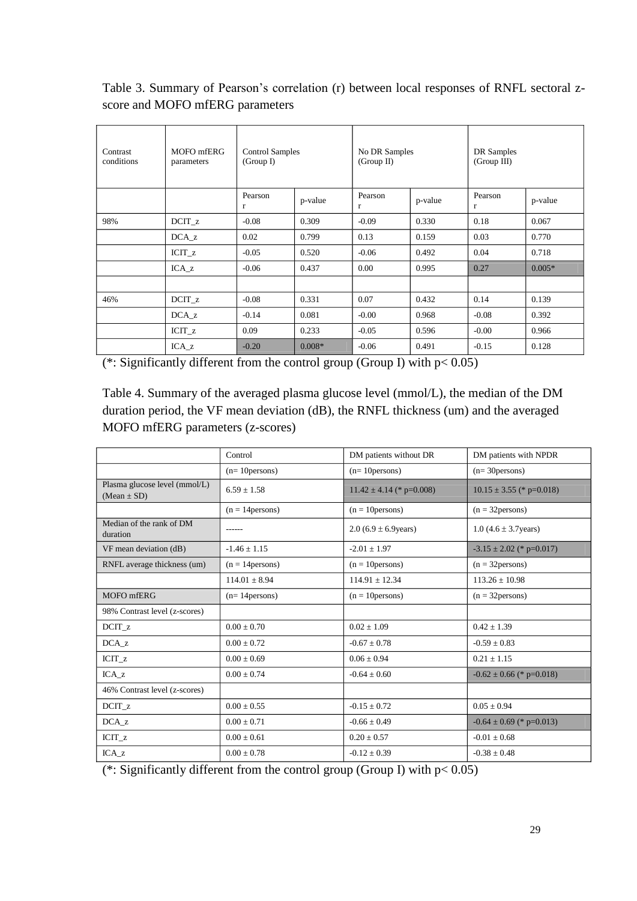Table 3. Summary of Pearson's correlation (r) between local responses of RNFL sectoral z-score and MOFO mfERG parameters

| Contrast conditions | MOFO mfERG parameters | Control Samples (Group I) | | No DR Samples (Group II) | | DR Samples (Group III) | |
|---|---|---|---|---|---|---|---|
| | | Pearson r | p-value | Pearson r | p-value | Pearson r | p-value |
| 98% | DCIT_z | -0.08 | 0.309 | -0.09 | 0.330 | 0.18 | 0.067 |
| | DCA_z | 0.02 | 0.799 | 0.13 | 0.159 | 0.03 | 0.770 |
| | ICIT_z | -0.05 | 0.520 | -0.06 | 0.492 | 0.04 | 0.718 |
| | ICA_z | -0.06 | 0.437 | 0.00 | 0.995 | 0.27 | 0.005* |
| | | | | | | | |
| 46% | DCIT_z | -0.08 | 0.331 | 0.07 | 0.432 | 0.14 | 0.139 |
| | DCA_z | -0.14 | 0.081 | -0.00 | 0.968 | -0.08 | 0.392 |
| | ICIT_z | 0.09 | 0.233 | -0.05 | 0.596 | -0.00 | 0.966 |
| | ICA_z | -0.20 | 0.008* | -0.06 | 0.491 | -0.15 | 0.128 |

(*: Significantly different from the control group (Group I) with $p < 0.05$)

Table 4. Summary of the averaged plasma glucose level (mmol/L), the median of the DM duration period, the VF mean deviation (dB), the RNFL thickness (um) and the averaged MOFO mfERG parameters (z-scores)

| | Control | DM patients without DR | DM patients with NPDR |
|---|---|---|---|
| | (n= 10persons) | (n= 10persons) | (n= 30persons) |
| Plasma glucose level (mmol/L) (Mean ± SD) | 6.59 ± 1.58 | 11.42 ± 4.14 (* p=0.008) | 10.15 ± 3.55 (* p=0.018) |
| | (n = 14persons) | (n = 10persons) | (n = 32persons) |
| Median of the rank of DM duration | ------ | 2.0 (6.9 ± 6.9years) | 1.0 (4.6 ± 3.7years) |
| VF mean deviation (dB) | -1.46 ± 1.15 | -2.01 ± 1.97 | -3.15 ± 2.02 (* p=0.017) |
| RNFL average thickness (um) | (n = 14persons) | (n = 10persons) | (n = 32persons) |
| | 114.01 ± 8.94 | 114.91 ± 12.34 | 113.26 ± 10.98 |
| MOFO mfERG | (n= 14persons) | (n = 10persons) | (n = 32persons) |
| 98% Contrast level (z-scores) | | | |
| DCIT_z | 0.00 ± 0.70 | 0.02 ± 1.09 | 0.42 ± 1.39 |
| DCA_z | 0.00 ± 0.72 | -0.67 ± 0.78 | -0.59 ± 0.83 |
| ICIT_z | 0.00 ± 0.69 | 0.06 ± 0.94 | 0.21 ± 1.15 |
| ICA_z | 0.00 ± 0.74 | -0.64 ± 0.60 | -0.62 ± 0.66 (* p=0.018) |
| 46% Contrast level (z-scores) | | | |
| DCIT_z | 0.00 ± 0.55 | -0.15 ± 0.72 | 0.05 ± 0.94 |
| DCA_z | 0.00 ± 0.71 | -0.66 ± 0.49 | -0.64 ± 0.69 (* p=0.013) |
| ICIT_z | 0.00 ± 0.61 | 0.20 ± 0.57 | -0.01 ± 0.68 |
| ICA_z | 0.00 ± 0.78 | -0.12 ± 0.39 | -0.38 ± 0.48 |

(*: Significantly different from the control group (Group I) with $p < 0.05$)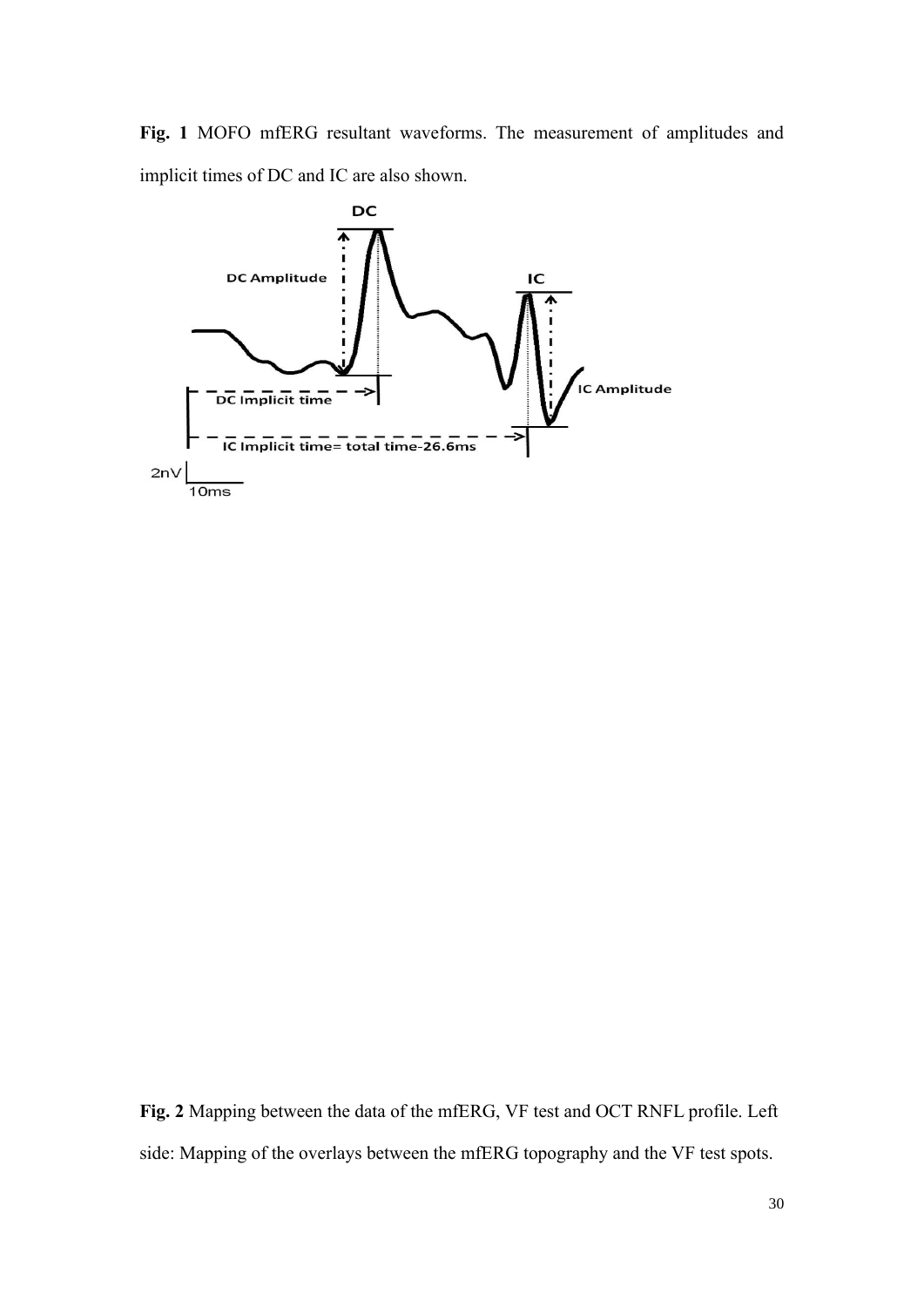**Fig. 1** MOFO mfERG resultant waveforms. The measurement of amplitudes and implicit times of DC and IC are also shown.

**Fig. 2** Mapping between the data of the mfERG, VF test and OCT RNFL profile. Left side: Mapping of the overlays between the mfERG topography and the VF test spots.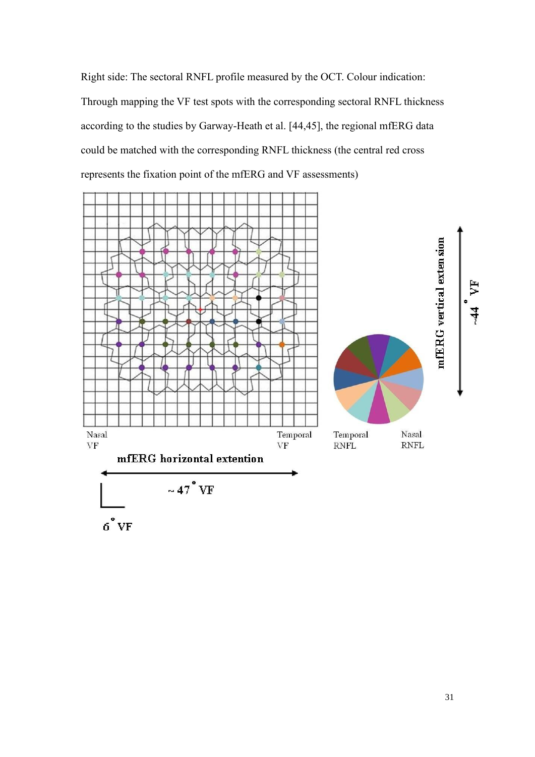Right side: The sectoral RNFL profile measured by the OCT. Colour indication: Through mapping the VF test spots with the corresponding sectoral RNFL thickness according to the studies by Garway-Heath et al. [44,45], the regional mfERG data could be matched with the corresponding RNFL thickness (the central red cross represents the fixation point of the mfERG and VF assessments)

Nasal VF

Temporal VF

Temporal RNFL

Nasal RNFL

mfERG horizontal extention

~ 47° VF

6° VF

mfERG vertical extension

~44° VF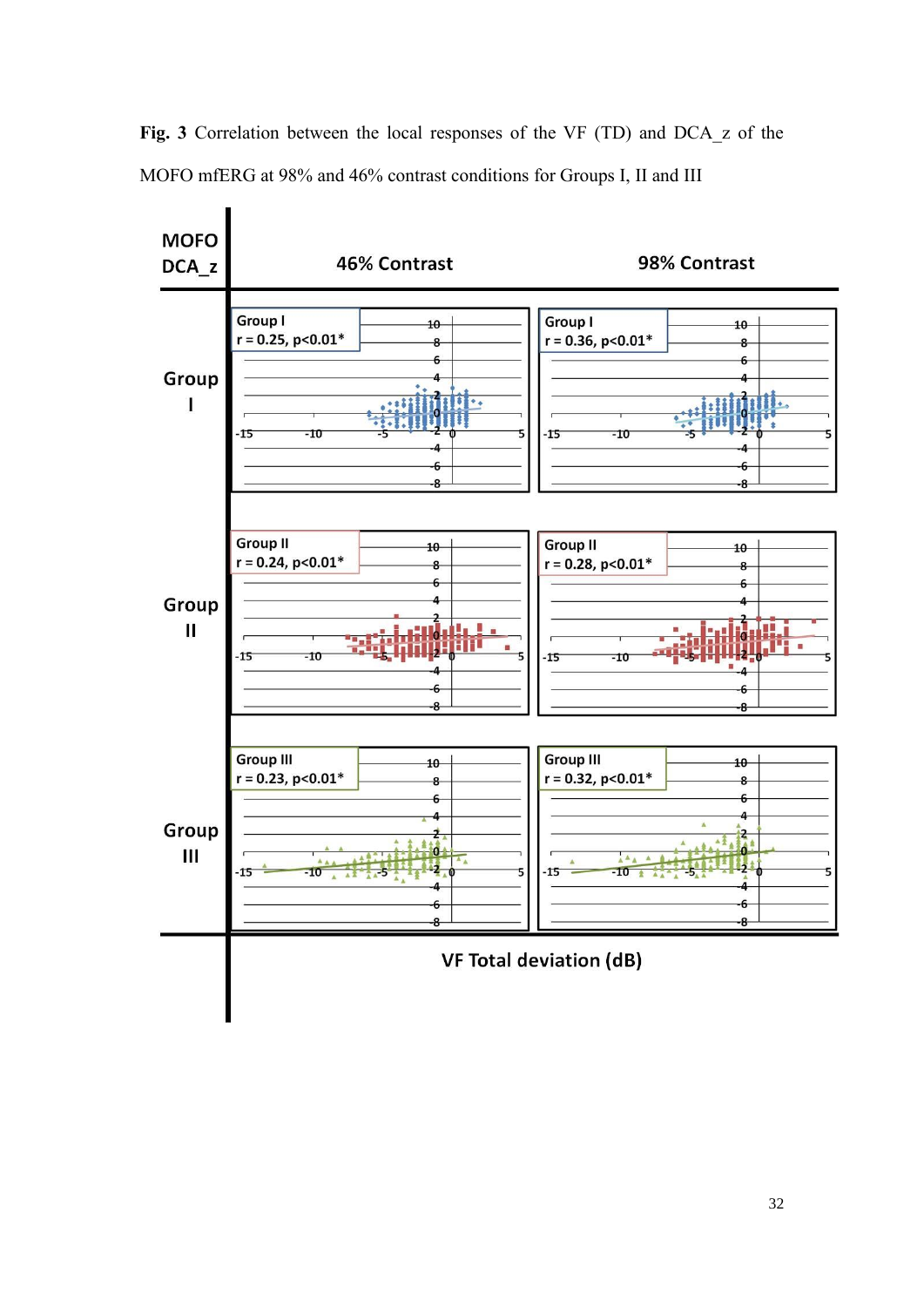**Fig. 3** Correlation between the local responses of the VF (TD) and DCA_z of the MOFO mfERG at 98% and 46% contrast conditions for Groups I, II and III

| MOFO DCA_z | 46% Contrast | 98% Contrast |
| --- | --- | --- |
| Group I | Group I, r = 0.25, p<0.01* | Group I, r = 0.36, p<0.01* |
| Group II | Group II, r = 0.24, p<0.01* | Group II, r = 0.28, p<0.01* |
| Group III | Group III, r = 0.23, p<0.01* | Group III, r = 0.32, p<0.01* |

VF Total deviation (dB)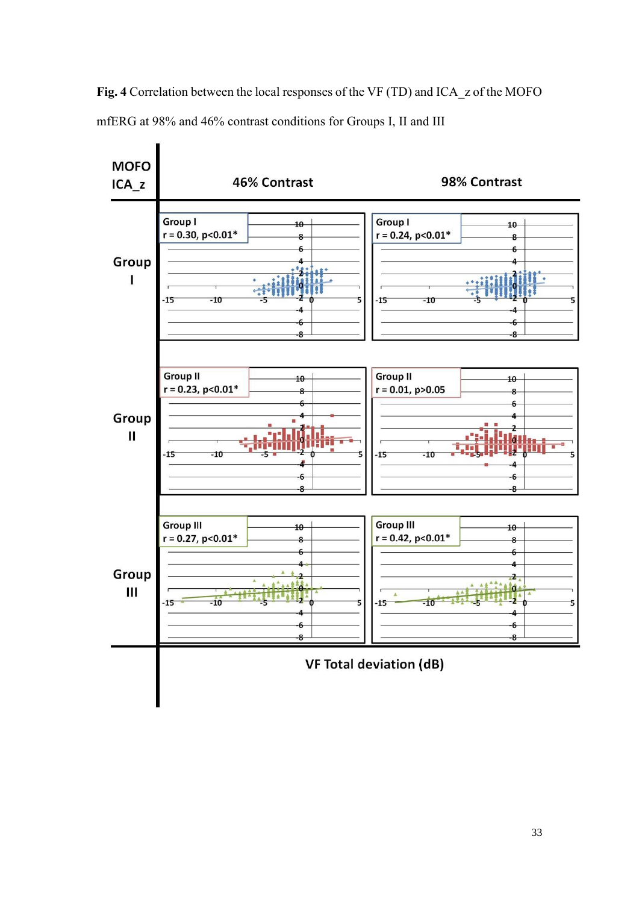**Fig. 4** Correlation between the local responses of the VF (TD) and ICA_z of the MOFO mfERG at 98% and 46% contrast conditions for Groups I, II and III

MOFO ICA_z

46% Contrast

98% Contrast

Group I

Group I
r = 0.30, p<0.01*

Group I
r = 0.24, p<0.01*

Group II

Group II
r = 0.23, p<0.01*

Group II
r = 0.01, p>0.05

Group III

Group III
r = 0.27, p<0.01*

Group III
r = 0.42, p<0.01*

10
8
6
4
2
0
-2
-4
-6
-8

-15
-10
-5
0
5

VF Total deviation (dB)